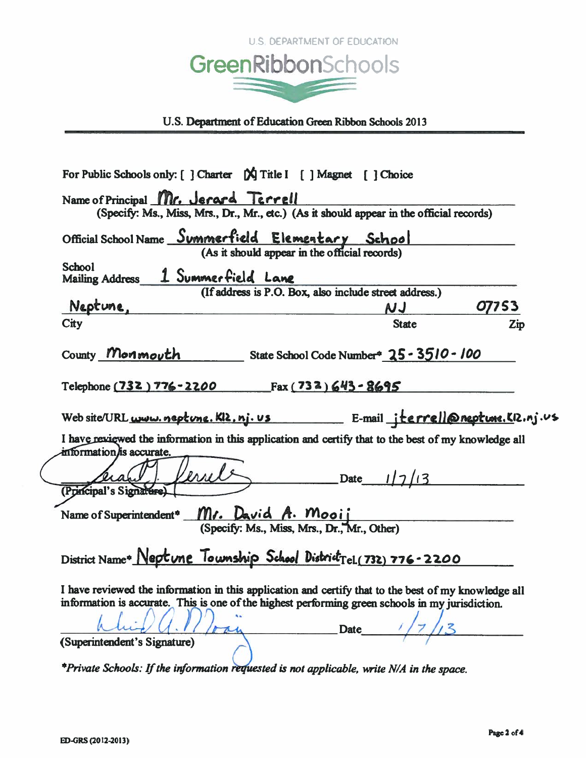U.S. DEPARTMENT OF EDUCATION

# GreenRibbonSchools

## U.S. Department of Education Green Ribbon Schools 2013

For Public Schools only: [ ] Charter [X] Title I [ ] Magnet [ ] Choice

Name of Principal Mr. Jerard Terrell
(Specify: Ms., Miss, Mrs., Dr., Mr., etc.) (As it should appear in the official records)

Official School Name Summerfield Elementary School
(As it should appear in the official records)

School Mailing Address 1 Summerfield Lane
(If address is P.O. Box, also include street address.)

Neptune, NJ 07753
City State Zip

County Monmouth State School Code Number* 25-3510-100

Telephone (732) 776-2200 Fax (732) 643-8695

Web site/URL www.neptune.k12.nj.us E-mail jterrell@neptune.k12.nj.us

I have reviewed the information in this application and certify that to the best of my knowledge all information is accurate.

(signature) Date 1/7/13
(Principal's Signature)

Name of Superintendent* Mr. David A. Mooij
(Specify: Ms., Miss, Mrs., Dr., Mr., Other)

District Name* Neptune Township School District Tel. (732) 776-2200

I have reviewed the information in this application and certify that to the best of my knowledge all information is accurate. This is one of the highest performing green schools in my jurisdiction.

(signature) Date 1/7/13
(Superintendent's Signature)

*Private Schools: If the information requested is not applicable, write N/A in the space.*

ED-GRS (2012-2013)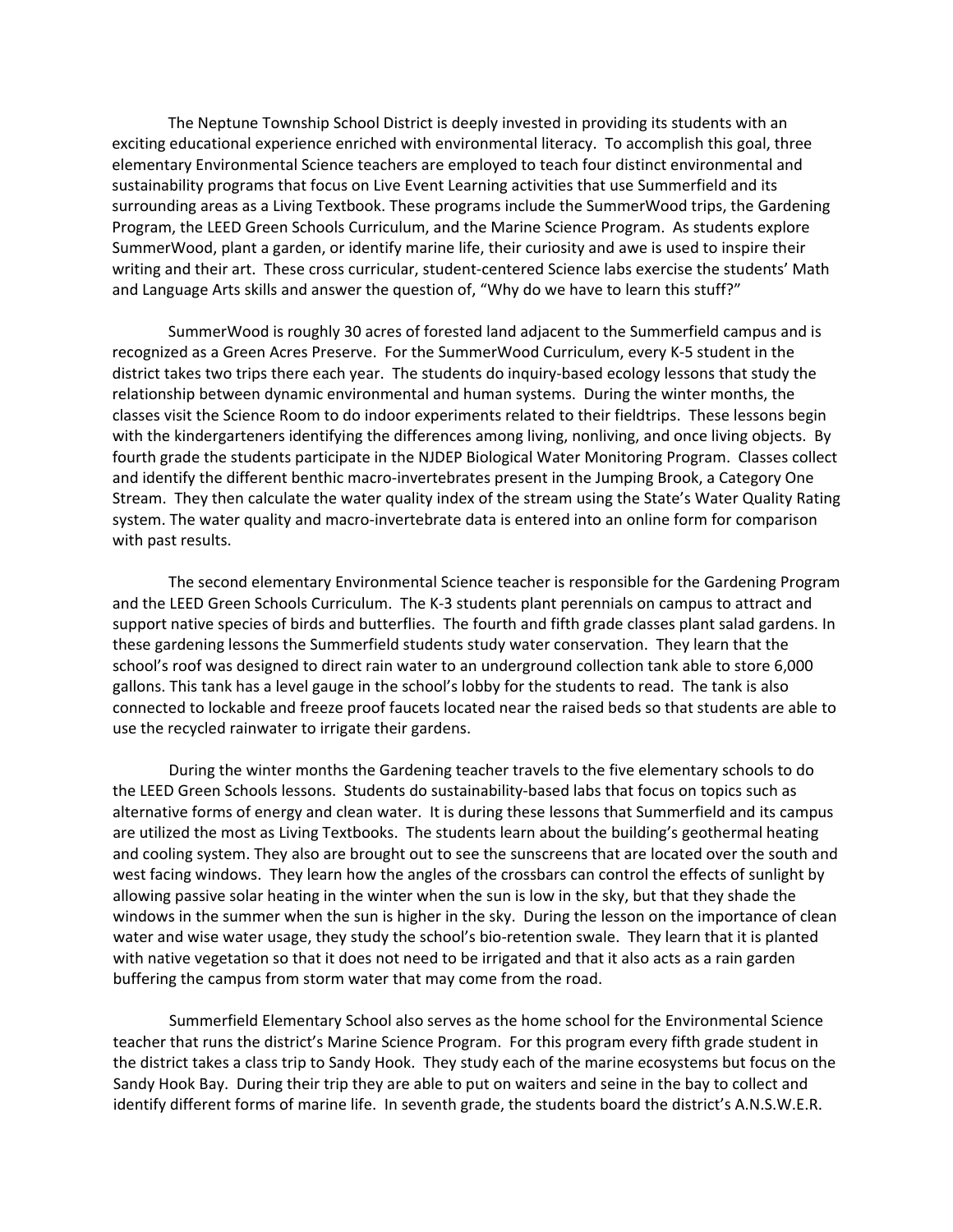The Neptune Township School District is deeply invested in providing its students with an exciting educational experience enriched with environmental literacy. To accomplish this goal, three elementary Environmental Science teachers are employed to teach four distinct environmental and sustainability programs that focus on Live Event Learning activities that use Summerfield and its surrounding areas as a Living Textbook. These programs include the SummerWood trips, the Gardening Program, the LEED Green Schools Curriculum, and the Marine Science Program. As students explore SummerWood, plant a garden, or identify marine life, their curiosity and awe is used to inspire their writing and their art. These cross curricular, student-centered Science labs exercise the students' Math and Language Arts skills and answer the question of, "Why do we have to learn this stuff?"

SummerWood is roughly 30 acres of forested land adjacent to the Summerfield campus and is recognized as a Green Acres Preserve. For the SummerWood Curriculum, every K-5 student in the district takes two trips there each year. The students do inquiry-based ecology lessons that study the relationship between dynamic environmental and human systems. During the winter months, the classes visit the Science Room to do indoor experiments related to their fieldtrips. These lessons begin with the kindergarteners identifying the differences among living, nonliving, and once living objects. By fourth grade the students participate in the NJDEP Biological Water Monitoring Program. Classes collect and identify the different benthic macro-invertebrates present in the Jumping Brook, a Category One Stream. They then calculate the water quality index of the stream using the State's Water Quality Rating system. The water quality and macro-invertebrate data is entered into an online form for comparison with past results.

The second elementary Environmental Science teacher is responsible for the Gardening Program and the LEED Green Schools Curriculum. The K-3 students plant perennials on campus to attract and support native species of birds and butterflies. The fourth and fifth grade classes plant salad gardens. In these gardening lessons the Summerfield students study water conservation. They learn that the school's roof was designed to direct rain water to an underground collection tank able to store 6,000 gallons. This tank has a level gauge in the school's lobby for the students to read. The tank is also connected to lockable and freeze proof faucets located near the raised beds so that students are able to use the recycled rainwater to irrigate their gardens.

During the winter months the Gardening teacher travels to the five elementary schools to do the LEED Green Schools lessons. Students do sustainability-based labs that focus on topics such as alternative forms of energy and clean water. It is during these lessons that Summerfield and its campus are utilized the most as Living Textbooks. The students learn about the building's geothermal heating and cooling system. They also are brought out to see the sunscreens that are located over the south and west facing windows. They learn how the angles of the crossbars can control the effects of sunlight by allowing passive solar heating in the winter when the sun is low in the sky, but that they shade the windows in the summer when the sun is higher in the sky. During the lesson on the importance of clean water and wise water usage, they study the school's bio-retention swale. They learn that it is planted with native vegetation so that it does not need to be irrigated and that it also acts as a rain garden buffering the campus from storm water that may come from the road.

Summerfield Elementary School also serves as the home school for the Environmental Science teacher that runs the district's Marine Science Program. For this program every fifth grade student in the district takes a class trip to Sandy Hook. They study each of the marine ecosystems but focus on the Sandy Hook Bay. During their trip they are able to put on waiters and seine in the bay to collect and identify different forms of marine life. In seventh grade, the students board the district's A.N.S.W.E.R.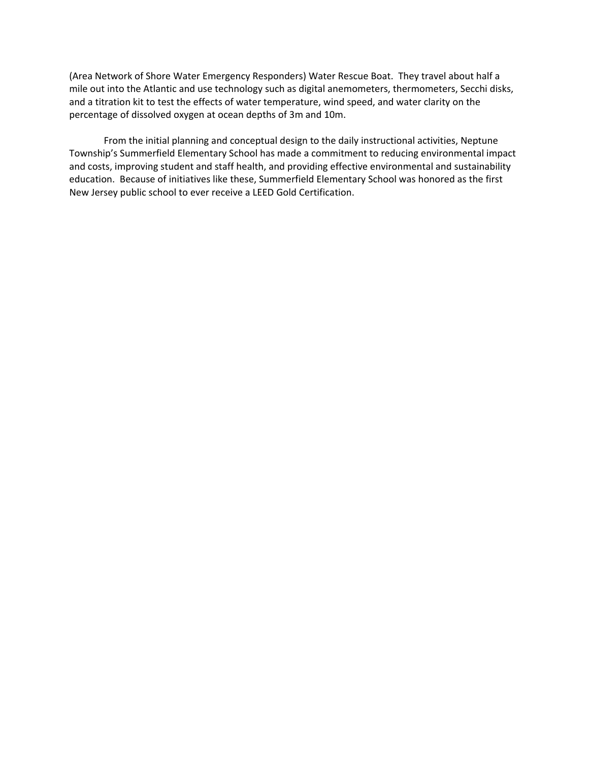(Area Network of Shore Water Emergency Responders) Water Rescue Boat. They travel about half a mile out into the Atlantic and use technology such as digital anemometers, thermometers, Secchi disks, and a titration kit to test the effects of water temperature, wind speed, and water clarity on the percentage of dissolved oxygen at ocean depths of 3m and 10m.

From the initial planning and conceptual design to the daily instructional activities, Neptune Township's Summerfield Elementary School has made a commitment to reducing environmental impact and costs, improving student and staff health, and providing effective environmental and sustainability education. Because of initiatives like these, Summerfield Elementary School was honored as the first New Jersey public school to ever receive a LEED Gold Certification.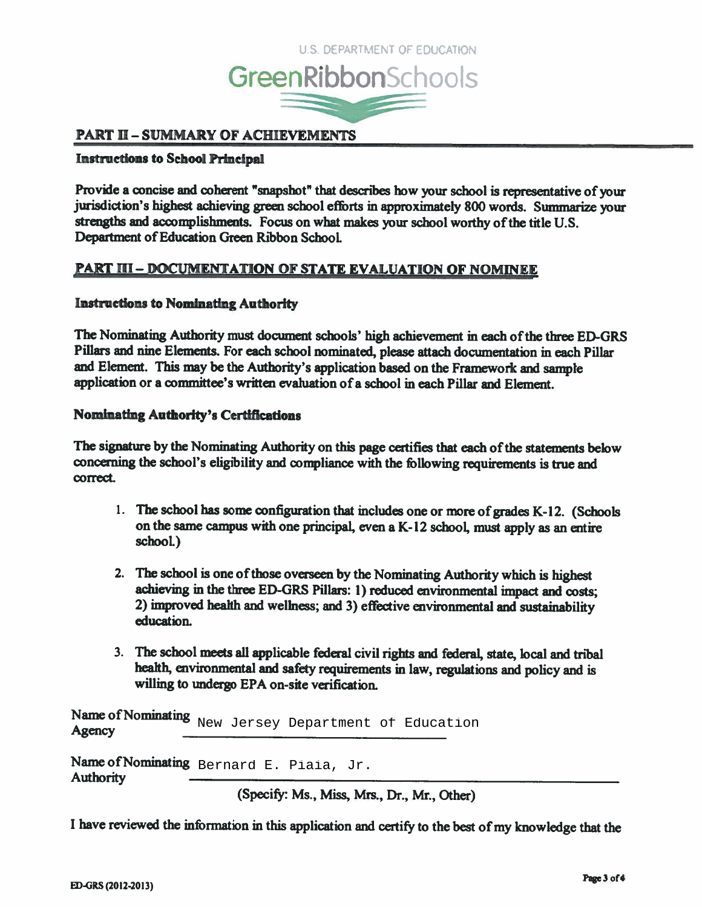U.S. DEPARTMENT OF EDUCATION

GreenRibbonSchools

## PART II – SUMMARY OF ACHIEVEMENTS

### Instructions to School Principal

Provide a concise and coherent "snapshot" that describes how your school is representative of your jurisdiction's highest achieving green school efforts in approximately 800 words. Summarize your strengths and accomplishments. Focus on what makes your school worthy of the title U.S. Department of Education Green Ribbon School.

## PART III – DOCUMENTATION OF STATE EVALUATION OF NOMINEE

### Instructions to Nominating Authority

The Nominating Authority must document schools' high achievement in each of the three ED-GRS Pillars and nine Elements. For each school nominated, please attach documentation in each Pillar and Element. This may be the Authority's application based on the Framework and sample application or a committee's written evaluation of a school in each Pillar and Element.

### Nominating Authority's Certifications

The signature by the Nominating Authority on this page certifies that each of the statements below concerning the school's eligibility and compliance with the following requirements is true and correct.

1. The school has some configuration that includes one or more of grades K-12. (Schools on the same campus with one principal, even a K-12 school, must apply as an entire school.)
2. The school is one of those overseen by the Nominating Authority which is highest achieving in the three ED-GRS Pillars: 1) reduced environmental impact and costs; 2) improved health and wellness; and 3) effective environmental and sustainability education.
3. The school meets all applicable federal civil rights and federal, state, local and tribal health, environmental and safety requirements in law, regulations and policy and is willing to undergo EPA on-site verification.

Name of Nominating Agency: New Jersey Department of Education

Name of Nominating Authority: Bernard E. Piaia, Jr.

(Specify: Ms., Miss, Mrs., Dr., Mr., Other)

I have reviewed the information in this application and certify to the best of my knowledge that the

ED-GRS (2012-2013)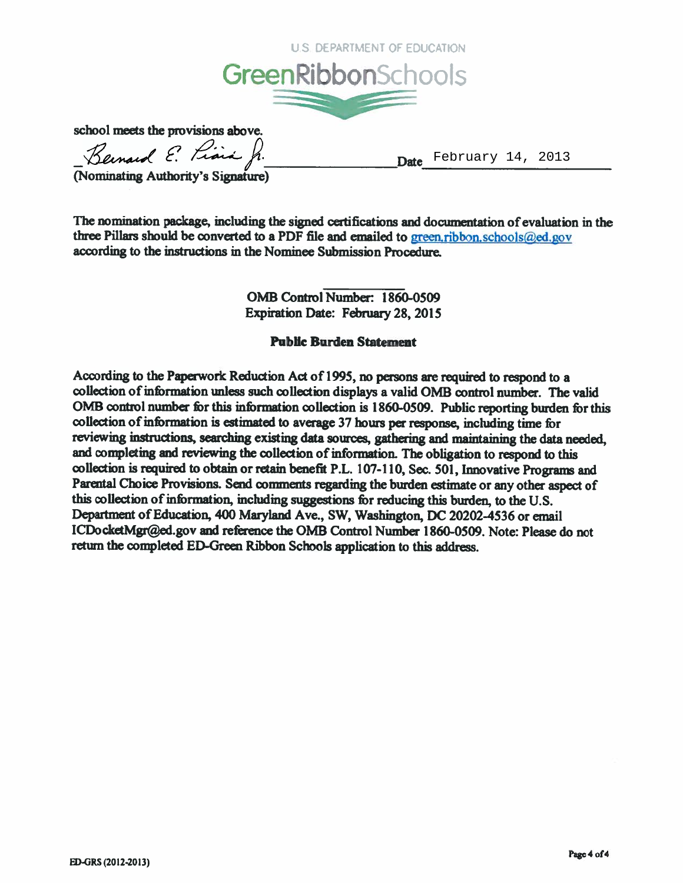U.S. DEPARTMENT OF EDUCATION

GreenRibbonSchools

school meets the provisions above.

_Bernard E. Piaia Jr._ Date February 14, 2013

(Nominating Authority's Signature)

The nomination package, including the signed certifications and documentation of evaluation in the three Pillars should be converted to a PDF file and emailed to green.ribbon.schools@ed.gov according to the instructions in the Nominee Submission Procedure.

OMB Control Number: 1860-0509
Expiration Date: February 28, 2015

**Public Burden Statement**

According to the Paperwork Reduction Act of 1995, no persons are required to respond to a collection of information unless such collection displays a valid OMB control number. The valid OMB control number for this information collection is 1860-0509. Public reporting burden for this collection of information is estimated to average 37 hours per response, including time for reviewing instructions, searching existing data sources, gathering and maintaining the data needed, and completing and reviewing the collection of information. The obligation to respond to this collection is required to obtain or retain benefit P.L. 107-110, Sec. 501, Innovative Programs and Parental Choice Provisions. Send comments regarding the burden estimate or any other aspect of this collection of information, including suggestions for reducing this burden, to the U.S. Department of Education, 400 Maryland Ave., SW, Washington, DC 20202-4536 or email ICDocketMgr@ed.gov and reference the OMB Control Number 1860-0509. Note: Please do not return the completed ED-Green Ribbon Schools application to this address.

ED-GRS (2012-2013)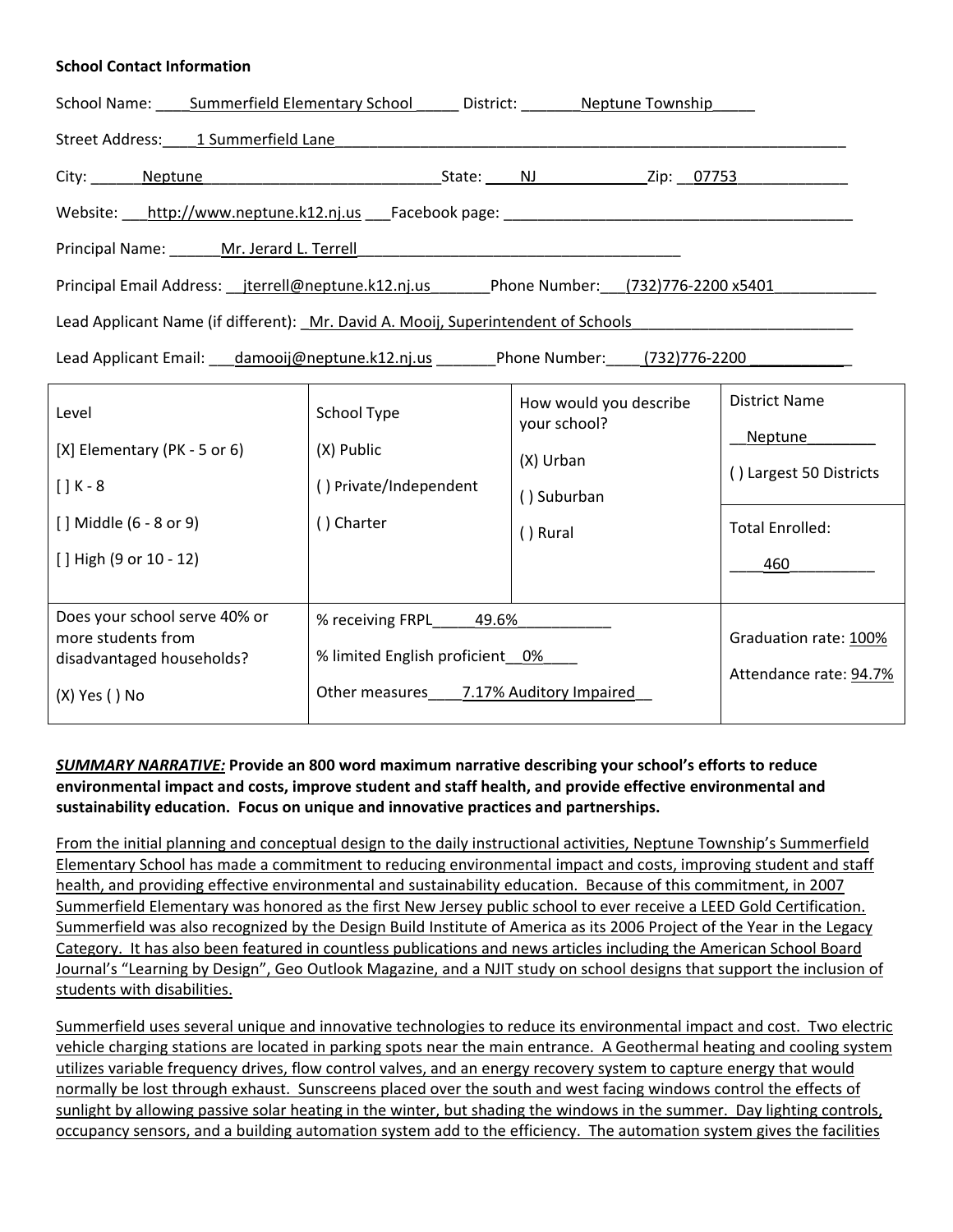**School Contact Information**

School Name: Summerfield Elementary School District: Neptune Township

Street Address: 1 Summerfield Lane

City: Neptune State: NJ Zip: 07753

Website: http://www.neptune.k12.nj.us Facebook page: ____

Principal Name: Mr. Jerard L. Terrell

Principal Email Address: jterrell@neptune.k12.nj.us Phone Number: (732)776-2200 x5401

Lead Applicant Name (if different): Mr. David A. Mooij, Superintendent of Schools

Lead Applicant Email: damooij@neptune.k12.nj.us Phone Number: (732)776-2200

| Level | School Type | How would you describe your school? | District Name |
|---|---|---|---|
| [X] Elementary (PK - 5 or 6)<br>[ ] K - 8<br>[ ] Middle (6 - 8 or 9)<br>[ ] High (9 or 10 - 12) | (X) Public<br>( ) Private/Independent<br>( ) Charter | (X) Urban<br>( ) Suburban<br>( ) Rural | Neptune<br>( ) Largest 50 Districts<br><br>Total Enrolled:<br>460 |
| Does your school serve 40% or more students from disadvantaged households?<br><br>(X) Yes ( ) No | % receiving FRPL 49.6%<br>% limited English proficient 0%<br>Other measures 7.17% Auditory Impaired | | Graduation rate: 100%<br>Attendance rate: 94.7% |

***SUMMARY NARRATIVE:*** **Provide an 800 word maximum narrative describing your school's efforts to reduce environmental impact and costs, improve student and staff health, and provide effective environmental and sustainability education. Focus on unique and innovative practices and partnerships.**

From the initial planning and conceptual design to the daily instructional activities, Neptune Township's Summerfield Elementary School has made a commitment to reducing environmental impact and costs, improving student and staff health, and providing effective environmental and sustainability education. Because of this commitment, in 2007 Summerfield Elementary was honored as the first New Jersey public school to ever receive a LEED Gold Certification. Summerfield was also recognized by the Design Build Institute of America as its 2006 Project of the Year in the Legacy Category. It has also been featured in countless publications and news articles including the American School Board Journal's "Learning by Design", Geo Outlook Magazine, and a NJIT study on school designs that support the inclusion of students with disabilities.

Summerfield uses several unique and innovative technologies to reduce its environmental impact and cost. Two electric vehicle charging stations are located in parking spots near the main entrance. A Geothermal heating and cooling system utilizes variable frequency drives, flow control valves, and an energy recovery system to capture energy that would normally be lost through exhaust. Sunscreens placed over the south and west facing windows control the effects of sunlight by allowing passive solar heating in the winter, but shading the windows in the summer. Day lighting controls, occupancy sensors, and a building automation system add to the efficiency. The automation system gives the facilities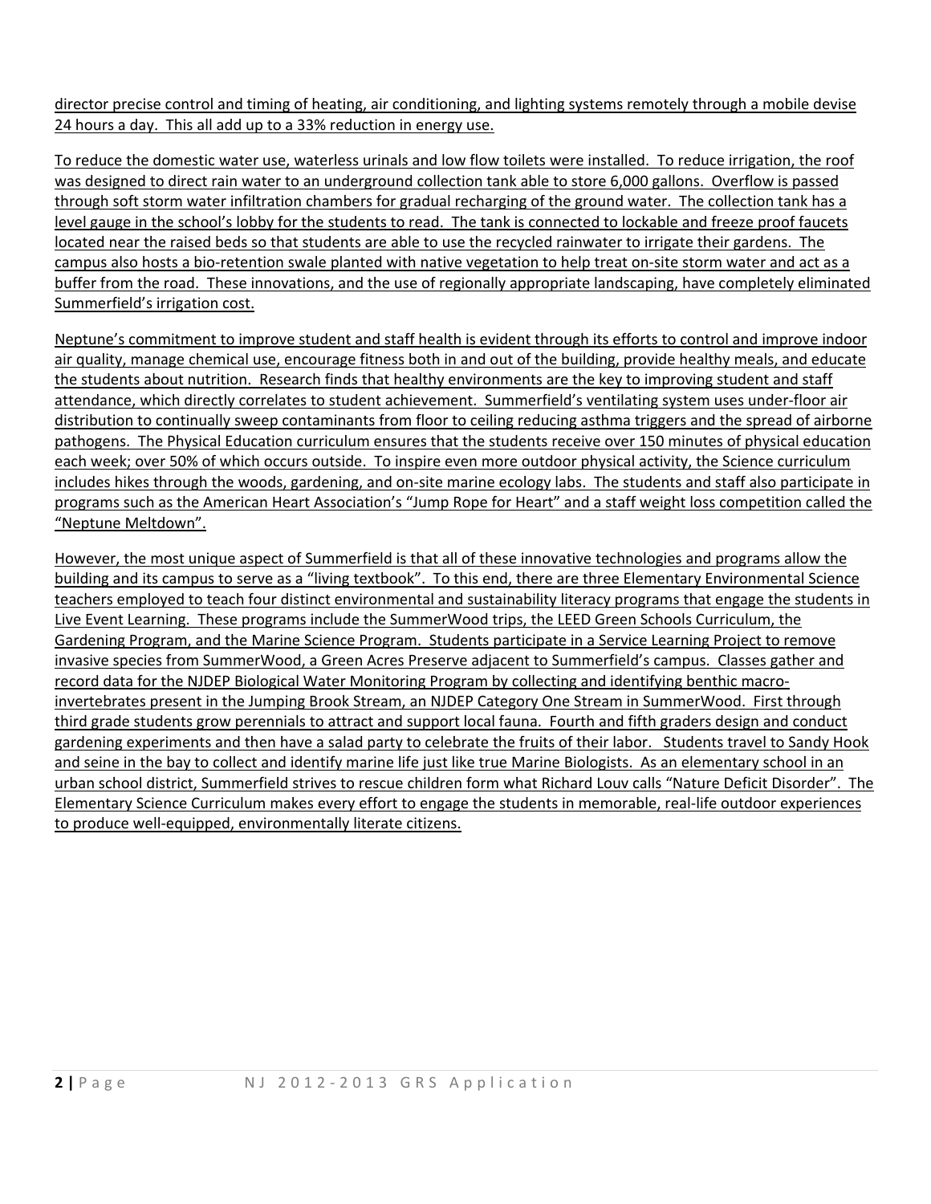director precise control and timing of heating, air conditioning, and lighting systems remotely through a mobile devise 24 hours a day. This all add up to a 33% reduction in energy use.

To reduce the domestic water use, waterless urinals and low flow toilets were installed. To reduce irrigation, the roof was designed to direct rain water to an underground collection tank able to store 6,000 gallons. Overflow is passed through soft storm water infiltration chambers for gradual recharging of the ground water. The collection tank has a level gauge in the school's lobby for the students to read. The tank is connected to lockable and freeze proof faucets located near the raised beds so that students are able to use the recycled rainwater to irrigate their gardens. The campus also hosts a bio-retention swale planted with native vegetation to help treat on-site storm water and act as a buffer from the road. These innovations, and the use of regionally appropriate landscaping, have completely eliminated Summerfield's irrigation cost.

Neptune's commitment to improve student and staff health is evident through its efforts to control and improve indoor air quality, manage chemical use, encourage fitness both in and out of the building, provide healthy meals, and educate the students about nutrition. Research finds that healthy environments are the key to improving student and staff attendance, which directly correlates to student achievement. Summerfield's ventilating system uses under-floor air distribution to continually sweep contaminants from floor to ceiling reducing asthma triggers and the spread of airborne pathogens. The Physical Education curriculum ensures that the students receive over 150 minutes of physical education each week; over 50% of which occurs outside. To inspire even more outdoor physical activity, the Science curriculum includes hikes through the woods, gardening, and on-site marine ecology labs. The students and staff also participate in programs such as the American Heart Association's "Jump Rope for Heart" and a staff weight loss competition called the "Neptune Meltdown".

However, the most unique aspect of Summerfield is that all of these innovative technologies and programs allow the building and its campus to serve as a "living textbook". To this end, there are three Elementary Environmental Science teachers employed to teach four distinct environmental and sustainability literacy programs that engage the students in Live Event Learning. These programs include the SummerWood trips, the LEED Green Schools Curriculum, the Gardening Program, and the Marine Science Program. Students participate in a Service Learning Project to remove invasive species from SummerWood, a Green Acres Preserve adjacent to Summerfield's campus. Classes gather and record data for the NJDEP Biological Water Monitoring Program by collecting and identifying benthic macro-invertebrates present in the Jumping Brook Stream, an NJDEP Category One Stream in SummerWood. First through third grade students grow perennials to attract and support local fauna. Fourth and fifth graders design and conduct gardening experiments and then have a salad party to celebrate the fruits of their labor. Students travel to Sandy Hook and seine in the bay to collect and identify marine life just like true Marine Biologists. As an elementary school in an urban school district, Summerfield strives to rescue children form what Richard Louv calls "Nature Deficit Disorder". The Elementary Science Curriculum makes every effort to engage the students in memorable, real-life outdoor experiences to produce well-equipped, environmentally literate citizens.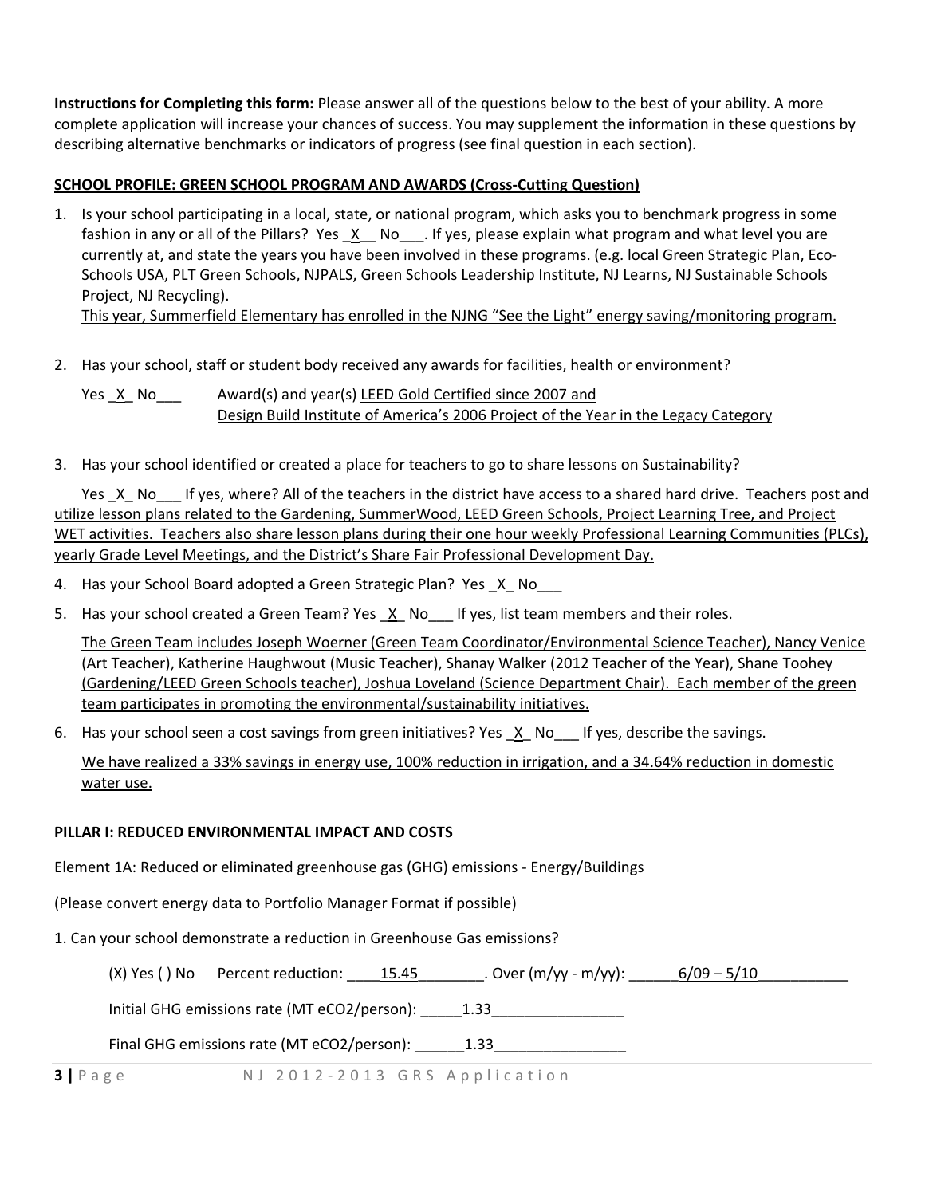**Instructions for Completing this form:** Please answer all of the questions below to the best of your ability. A more complete application will increase your chances of success. You may supplement the information in these questions by describing alternative benchmarks or indicators of progress (see final question in each section).

**SCHOOL PROFILE: GREEN SCHOOL PROGRAM AND AWARDS (Cross-Cutting Question)**

1. Is your school participating in a local, state, or national program, which asks you to benchmark progress in some fashion in any or all of the Pillars? Yes _X__ No___. If yes, please explain what program and what level you are currently at, and state the years you have been involved in these programs. (e.g. local Green Strategic Plan, Eco-Schools USA, PLT Green Schools, NJPALS, Green Schools Leadership Institute, NJ Learns, NJ Sustainable Schools Project, NJ Recycling).
   This year, Summerfield Elementary has enrolled in the NJNG "See the Light" energy saving/monitoring program.

2. Has your school, staff or student body received any awards for facilities, health or environment?

   Yes _X_ No___ Award(s) and year(s) LEED Gold Certified since 2007 and Design Build Institute of America's 2006 Project of the Year in the Legacy Category

3. Has your school identified or created a place for teachers to go to share lessons on Sustainability?

   Yes _X_ No___ If yes, where? All of the teachers in the district have access to a shared hard drive. Teachers post and utilize lesson plans related to the Gardening, SummerWood, LEED Green Schools, Project Learning Tree, and Project WET activities. Teachers also share lesson plans during their one hour weekly Professional Learning Communities (PLCs), yearly Grade Level Meetings, and the District's Share Fair Professional Development Day.

4. Has your School Board adopted a Green Strategic Plan? Yes _X_ No___

5. Has your school created a Green Team? Yes _X_ No___ If yes, list team members and their roles.

   The Green Team includes Joseph Woerner (Green Team Coordinator/Environmental Science Teacher), Nancy Venice (Art Teacher), Katherine Haughwout (Music Teacher), Shanay Walker (2012 Teacher of the Year), Shane Toohey (Gardening/LEED Green Schools teacher), Joshua Loveland (Science Department Chair). Each member of the green team participates in promoting the environmental/sustainability initiatives.

6. Has your school seen a cost savings from green initiatives? Yes _X_ No___ If yes, describe the savings.

   We have realized a 33% savings in energy use, 100% reduction in irrigation, and a 34.64% reduction in domestic water use.

**PILLAR I: REDUCED ENVIRONMENTAL IMPACT AND COSTS**

Element 1A: Reduced or eliminated greenhouse gas (GHG) emissions - Energy/Buildings

(Please convert energy data to Portfolio Manager Format if possible)

1. Can your school demonstrate a reduction in Greenhouse Gas emissions?

   (X) Yes ( ) No Percent reduction: ____15.45________. Over (m/yy - m/yy): ______6/09 – 5/10___________

   Initial GHG emissions rate (MT e$CO_2$/person): _____1.33________________

   Final GHG emissions rate (MT e$CO_2$/person): ______1.33________________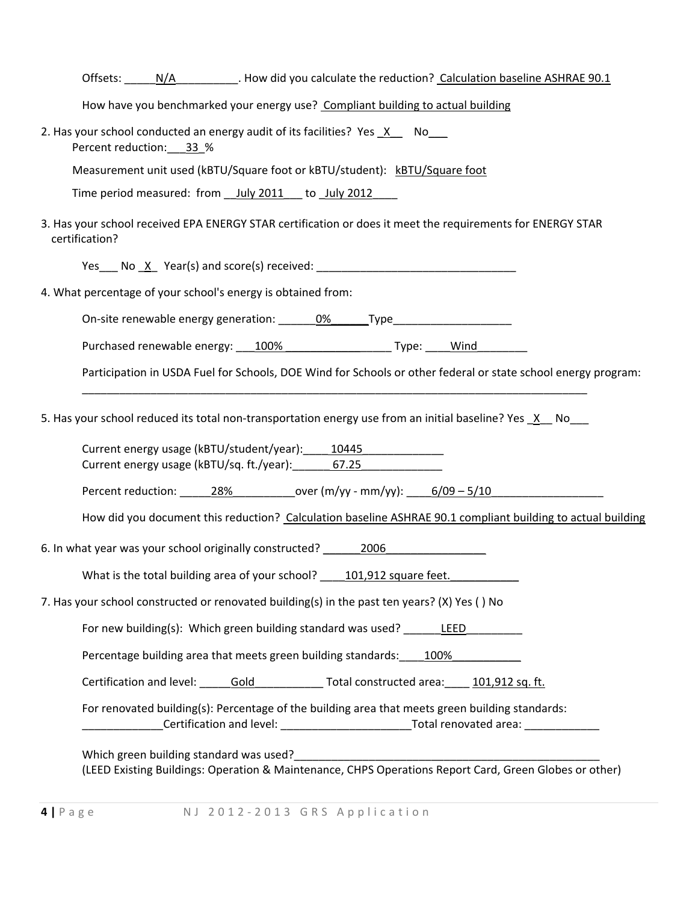Offsets: _____N/A__________. How did you calculate the reduction? Calculation baseline ASHRAE 90.1

How have you benchmarked your energy use? Compliant building to actual building

2. Has your school conducted an energy audit of its facilities? Yes _X__ No___

   Percent reduction:___33_%

   Measurement unit used (kBTU/Square foot or kBTU/student): kBTU/Square foot

   Time period measured: from __July 2011___ to _July 2012____

3. Has your school received EPA ENERGY STAR certification or does it meet the requirements for ENERGY STAR certification?

   Yes___ No _X_ Year(s) and score(s) received: _________________________________

4. What percentage of your school's energy is obtained from:

   On-site renewable energy generation: ______0%______Type___________________

   Purchased renewable energy: ___100%_________________ Type: ____Wind________

   Participation in USDA Fuel for Schools, DOE Wind for Schools or other federal or state school energy program: ___________________________________________________________________________________

5. Has your school reduced its total non-transportation energy use from an initial baseline? Yes _X__ No___

   Current energy usage (kBTU/student/year):____10445_____________
   Current energy usage (kBTU/sq. ft./year):______67.25_____________

   Percent reduction: _____28%__________over (m/yy - mm/yy): ____6/09 – 5/10__________________

   How did you document this reduction? Calculation baseline ASHRAE 90.1 compliant building to actual building

6. In what year was your school originally constructed? ______2006________________

   What is the total building area of your school? ____101,912 square feet.___________

7. Has your school constructed or renovated building(s) in the past ten years? (X) Yes ( ) No

   For new building(s): Which green building standard was used? ______LEED_________

   Percentage building area that meets green building standards:____100%___________

   Certification and level: _____Gold___________ Total constructed area:____ 101,912 sq. ft.

   For renovated building(s): Percentage of the building area that meets green building standards: _____________Certification and level: _____________________Total renovated area: ____________

   Which green building standard was used?_____________________________________________________
   (LEED Existing Buildings: Operation & Maintenance, CHPS Operations Report Card, Green Globes or other)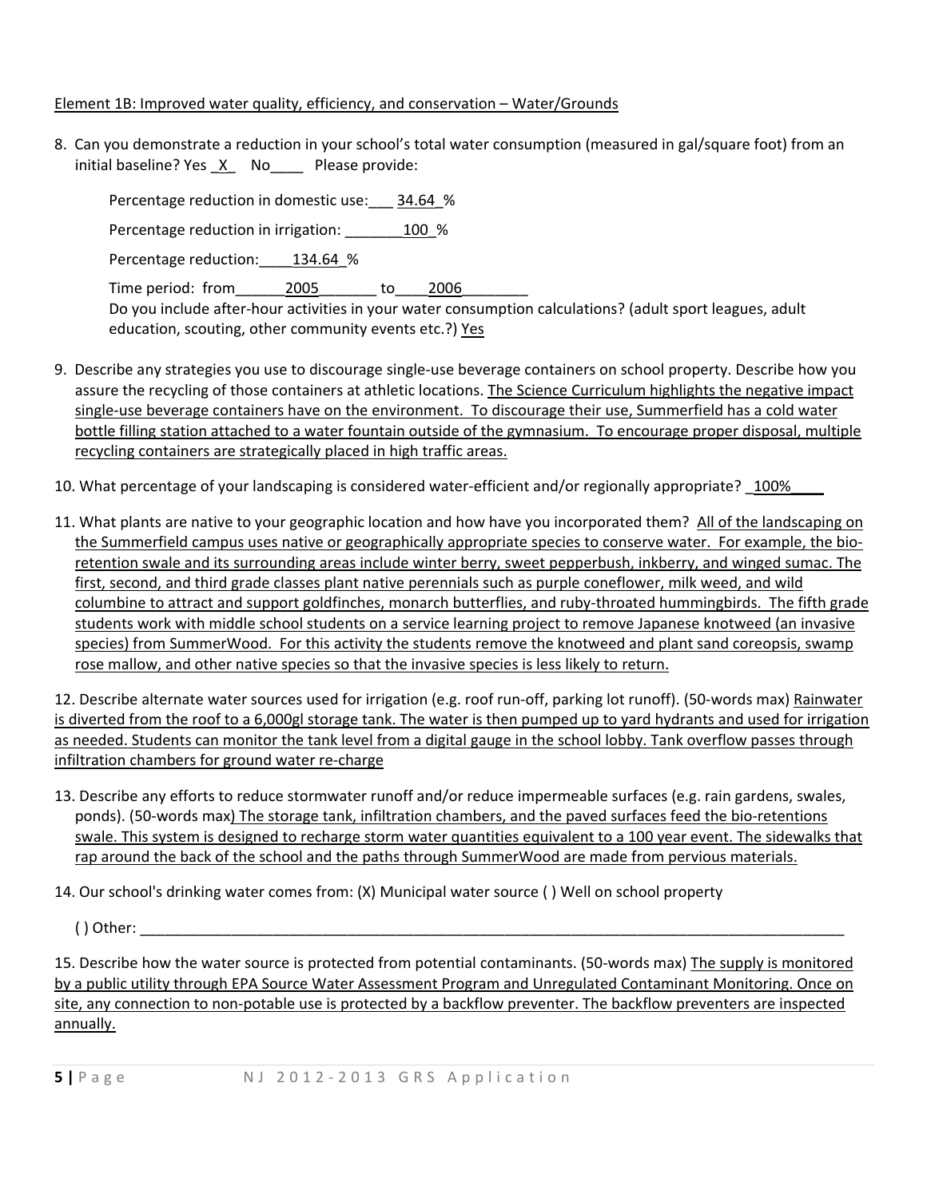Element 1B: Improved water quality, efficiency, and conservation – Water/Grounds

8. Can you demonstrate a reduction in your school's total water consumption (measured in gal/square foot) from an initial baseline? Yes _X_ No____ Please provide:

   Percentage reduction in domestic use:___ 34.64 %

   Percentage reduction in irrigation: _______100 %

   Percentage reduction:____134.64 %

   Time period: from______2005_______ to____2006________

   Do you include after-hour activities in your water consumption calculations? (adult sport leagues, adult education, scouting, other community events etc.?) Yes

9. Describe any strategies you use to discourage single-use beverage containers on school property. Describe how you assure the recycling of those containers at athletic locations. The Science Curriculum highlights the negative impact single-use beverage containers have on the environment. To discourage their use, Summerfield has a cold water bottle filling station attached to a water fountain outside of the gymnasium. To encourage proper disposal, multiple recycling containers are strategically placed in high traffic areas.

10. What percentage of your landscaping is considered water-efficient and/or regionally appropriate? _100%____

11. What plants are native to your geographic location and how have you incorporated them? All of the landscaping on the Summerfield campus uses native or geographically appropriate species to conserve water. For example, the bio-retention swale and its surrounding areas include winter berry, sweet pepperbush, inkberry, and winged sumac. The first, second, and third grade classes plant native perennials such as purple coneflower, milk weed, and wild columbine to attract and support goldfinches, monarch butterflies, and ruby-throated hummingbirds. The fifth grade students work with middle school students on a service learning project to remove Japanese knotweed (an invasive species) from SummerWood. For this activity the students remove the knotweed and plant sand coreopsis, swamp rose mallow, and other native species so that the invasive species is less likely to return.

12. Describe alternate water sources used for irrigation (e.g. roof run-off, parking lot runoff). (50-words max) Rainwater is diverted from the roof to a 6,000gl storage tank. The water is then pumped up to yard hydrants and used for irrigation as needed. Students can monitor the tank level from a digital gauge in the school lobby. Tank overflow passes through infiltration chambers for ground water re-charge

13. Describe any efforts to reduce stormwater runoff and/or reduce impermeable surfaces (e.g. rain gardens, swales, ponds). (50-words max) The storage tank, infiltration chambers, and the paved surfaces feed the bio-retentions swale. This system is designed to recharge storm water quantities equivalent to a 100 year event. The sidewalks that rap around the back of the school and the paths through SummerWood are made from pervious materials.

14. Our school's drinking water comes from: (X) Municipal water source ( ) Well on school property

    ( ) Other: ________________________________________________________________________________

15. Describe how the water source is protected from potential contaminants. (50-words max) The supply is monitored by a public utility through EPA Source Water Assessment Program and Unregulated Contaminant Monitoring. Once on site, any connection to non-potable use is protected by a backflow preventer. The backflow preventers are inspected annually.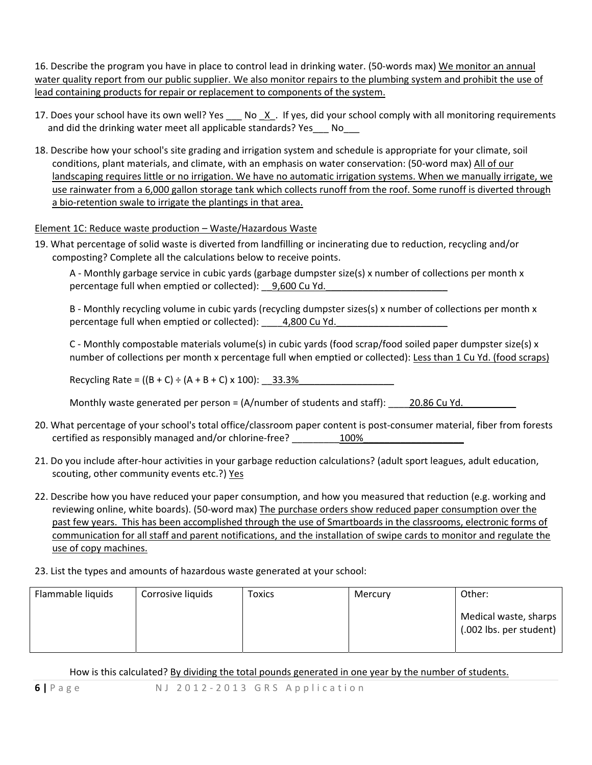16. Describe the program you have in place to control lead in drinking water. (50-words max) We monitor an annual water quality report from our public supplier. We also monitor repairs to the plumbing system and prohibit the use of lead containing products for repair or replacement to components of the system.

17. Does your school have its own well? Yes ___ No _X_. If yes, did your school comply with all monitoring requirements and did the drinking water meet all applicable standards? Yes___ No___

18. Describe how your school's site grading and irrigation system and schedule is appropriate for your climate, soil conditions, plant materials, and climate, with an emphasis on water conservation: (50-word max) All of our landscaping requires little or no irrigation. We have no automatic irrigation systems. When we manually irrigate, we use rainwater from a 6,000 gallon storage tank which collects runoff from the roof. Some runoff is diverted through a bio-retention swale to irrigate the plantings in that area.

Element 1C: Reduce waste production – Waste/Hazardous Waste

19. What percentage of solid waste is diverted from landfilling or incinerating due to reduction, recycling and/or composting? Complete all the calculations below to receive points.

A - Monthly garbage service in cubic yards (garbage dumpster size(s) x number of collections per month x percentage full when emptied or collected): 9,600 Cu Yd.

B - Monthly recycling volume in cubic yards (recycling dumpster sizes(s) x number of collections per month x percentage full when emptied or collected): 4,800 Cu Yd.

C - Monthly compostable materials volume(s) in cubic yards (food scrap/food soiled paper dumpster size(s) x number of collections per month x percentage full when emptied or collected): Less than 1 Cu Yd. (food scraps)

Recycling Rate = ((B + C) ÷ (A + B + C) x 100): 33.3%

Monthly waste generated per person = (A/number of students and staff): 20.86 Cu Yd.

20. What percentage of your school's total office/classroom paper content is post-consumer material, fiber from forests certified as responsibly managed and/or chlorine-free? 100%

21. Do you include after-hour activities in your garbage reduction calculations? (adult sport leagues, adult education, scouting, other community events etc.?) Yes

22. Describe how you have reduced your paper consumption, and how you measured that reduction (e.g. working and reviewing online, white boards). (50-word max) The purchase orders show reduced paper consumption over the past few years. This has been accomplished through the use of Smartboards in the classrooms, electronic forms of communication for all staff and parent notifications, and the installation of swipe cards to monitor and regulate the use of copy machines.

23. List the types and amounts of hazardous waste generated at your school:

| Flammable liquids | Corrosive liquids | Toxics | Mercury | Other: |
|---|---|---|---|---|
| | | | | Medical waste, sharps (.002 lbs. per student) |

How is this calculated? By dividing the total pounds generated in one year by the number of students.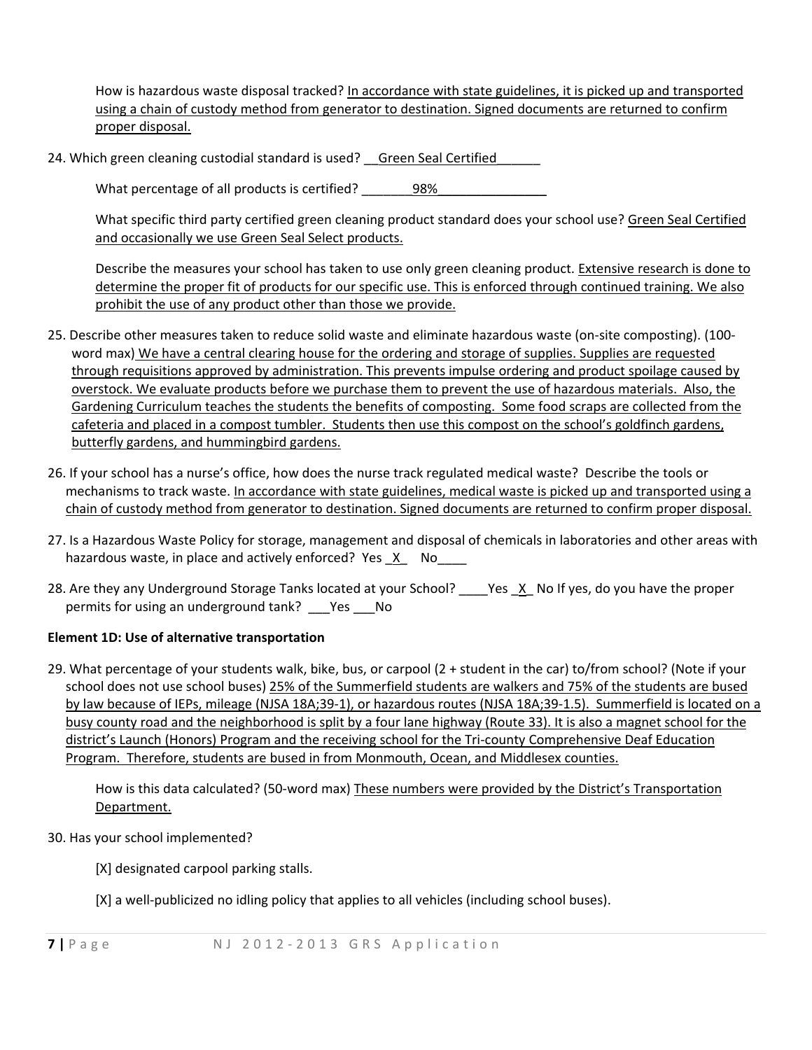How is hazardous waste disposal tracked? In accordance with state guidelines, it is picked up and transported using a chain of custody method from generator to destination. Signed documents are returned to confirm proper disposal.

24. Which green cleaning custodial standard is used? __Green Seal Certified______

What percentage of all products is certified? _______98%_______________

What specific third party certified green cleaning product standard does your school use? Green Seal Certified and occasionally we use Green Seal Select products.

Describe the measures your school has taken to use only green cleaning product. Extensive research is done to determine the proper fit of products for our specific use. This is enforced through continued training. We also prohibit the use of any product other than those we provide.

25. Describe other measures taken to reduce solid waste and eliminate hazardous waste (on-site composting). (100-word max) We have a central clearing house for the ordering and storage of supplies. Supplies are requested through requisitions approved by administration. This prevents impulse ordering and product spoilage caused by overstock. We evaluate products before we purchase them to prevent the use of hazardous materials. Also, the Gardening Curriculum teaches the students the benefits of composting. Some food scraps are collected from the cafeteria and placed in a compost tumbler. Students then use this compost on the school's goldfinch gardens, butterfly gardens, and hummingbird gardens.

26. If your school has a nurse's office, how does the nurse track regulated medical waste? Describe the tools or mechanisms to track waste. In accordance with state guidelines, medical waste is picked up and transported using a chain of custody method from generator to destination. Signed documents are returned to confirm proper disposal.

27. Is a Hazardous Waste Policy for storage, management and disposal of chemicals in laboratories and other areas with hazardous waste, in place and actively enforced? Yes _X_ No____

28. Are they any Underground Storage Tanks located at your School? ____Yes _X_ No If yes, do you have the proper permits for using an underground tank? ___Yes ___No

**Element 1D: Use of alternative transportation**

29. What percentage of your students walk, bike, bus, or carpool (2 + student in the car) to/from school? (Note if your school does not use school buses) 25% of the Summerfield students are walkers and 75% of the students are bused by law because of IEPs, mileage (NJSA 18A;39-1), or hazardous routes (NJSA 18A;39-1.5). Summerfield is located on a busy county road and the neighborhood is split by a four lane highway (Route 33). It is also a magnet school for the district's Launch (Honors) Program and the receiving school for the Tri-county Comprehensive Deaf Education Program. Therefore, students are bused in from Monmouth, Ocean, and Middlesex counties.

How is this data calculated? (50-word max) These numbers were provided by the District's Transportation Department.

30. Has your school implemented?

[X] designated carpool parking stalls.

[X] a well-publicized no idling policy that applies to all vehicles (including school buses).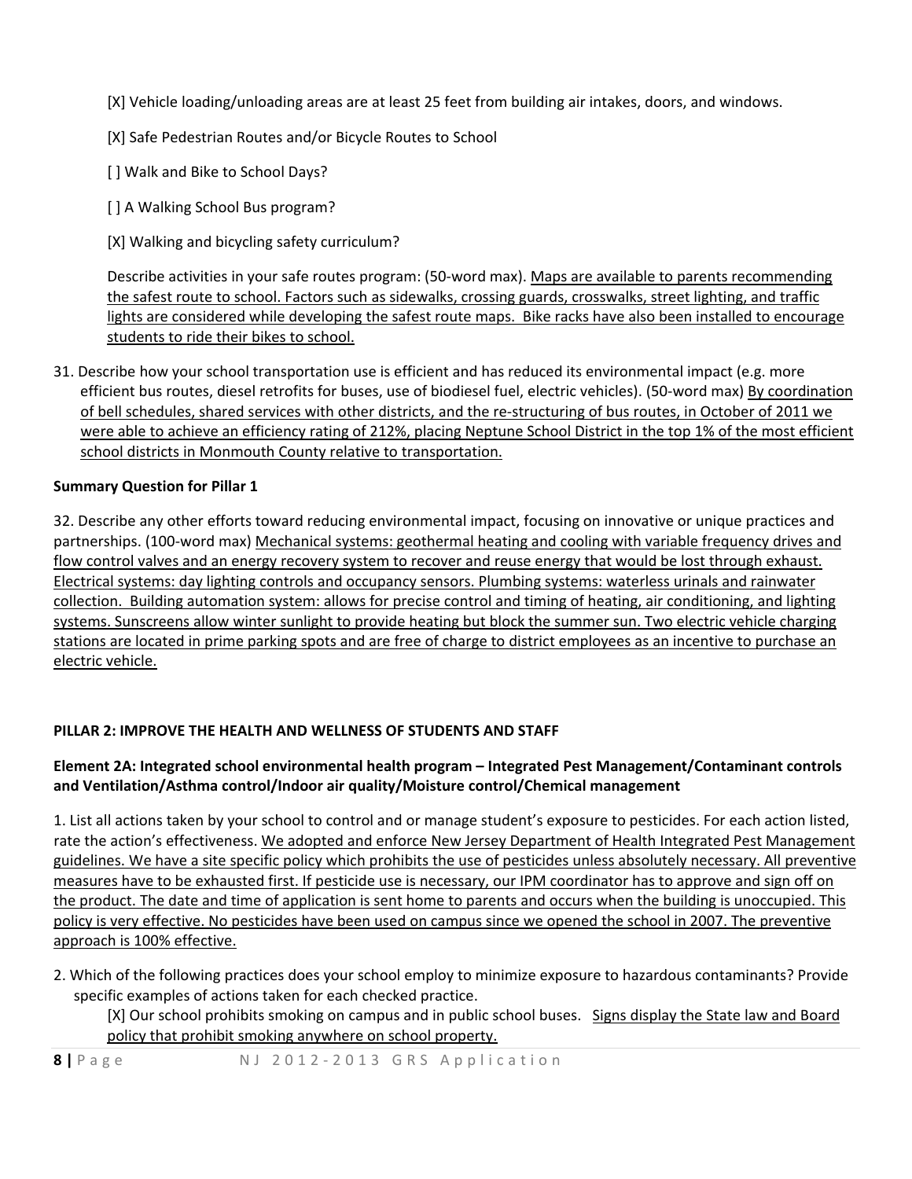[X] Vehicle loading/unloading areas are at least 25 feet from building air intakes, doors, and windows.

[X] Safe Pedestrian Routes and/or Bicycle Routes to School

[ ] Walk and Bike to School Days?

[ ] A Walking School Bus program?

[X] Walking and bicycling safety curriculum?

Describe activities in your safe routes program: (50-word max). Maps are available to parents recommending the safest route to school. Factors such as sidewalks, crossing guards, crosswalks, street lighting, and traffic lights are considered while developing the safest route maps. Bike racks have also been installed to encourage students to ride their bikes to school.

31. Describe how your school transportation use is efficient and has reduced its environmental impact (e.g. more efficient bus routes, diesel retrofits for buses, use of biodiesel fuel, electric vehicles). (50-word max) By coordination of bell schedules, shared services with other districts, and the re-structuring of bus routes, in October of 2011 we were able to achieve an efficiency rating of 212%, placing Neptune School District in the top 1% of the most efficient school districts in Monmouth County relative to transportation.

**Summary Question for Pillar 1**

32. Describe any other efforts toward reducing environmental impact, focusing on innovative or unique practices and partnerships. (100-word max) Mechanical systems: geothermal heating and cooling with variable frequency drives and flow control valves and an energy recovery system to recover and reuse energy that would be lost through exhaust. Electrical systems: day lighting controls and occupancy sensors. Plumbing systems: waterless urinals and rainwater collection. Building automation system: allows for precise control and timing of heating, air conditioning, and lighting systems. Sunscreens allow winter sunlight to provide heating but block the summer sun. Two electric vehicle charging stations are located in prime parking spots and are free of charge to district employees as an incentive to purchase an electric vehicle.

## PILLAR 2: IMPROVE THE HEALTH AND WELLNESS OF STUDENTS AND STAFF

### Element 2A: Integrated school environmental health program – Integrated Pest Management/Contaminant controls and Ventilation/Asthma control/Indoor air quality/Moisture control/Chemical management

1. List all actions taken by your school to control and or manage student's exposure to pesticides. For each action listed, rate the action's effectiveness. We adopted and enforce New Jersey Department of Health Integrated Pest Management guidelines. We have a site specific policy which prohibits the use of pesticides unless absolutely necessary. All preventive measures have to be exhausted first. If pesticide use is necessary, our IPM coordinator has to approve and sign off on the product. The date and time of application is sent home to parents and occurs when the building is unoccupied. This policy is very effective. No pesticides have been used on campus since we opened the school in 2007. The preventive approach is 100% effective.

2. Which of the following practices does your school employ to minimize exposure to hazardous contaminants? Provide specific examples of actions taken for each checked practice.

   [X] Our school prohibits smoking on campus and in public school buses. Signs display the State law and Board policy that prohibit smoking anywhere on school property.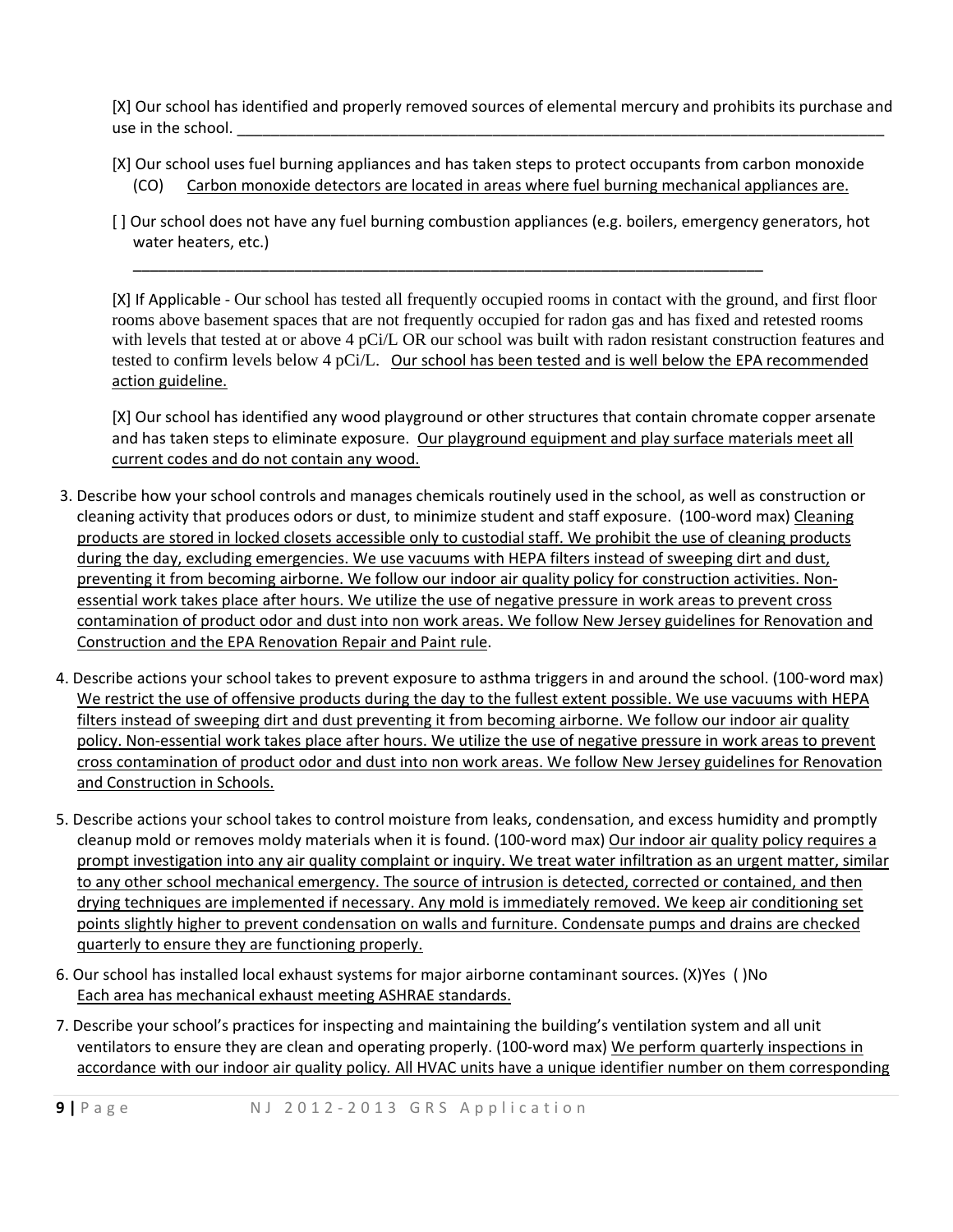[X] Our school has identified and properly removed sources of elemental mercury and prohibits its purchase and use in the school. ______________________________________________________________________________

[X] Our school uses fuel burning appliances and has taken steps to protect occupants from carbon monoxide (CO) Carbon monoxide detectors are located in areas where fuel burning mechanical appliances are.

[ ] Our school does not have any fuel burning combustion appliances (e.g. boilers, emergency generators, hot water heaters, etc.)
______________________________________________________________________________

[X] If Applicable - Our school has tested all frequently occupied rooms in contact with the ground, and first floor rooms above basement spaces that are not frequently occupied for radon gas and has fixed and retested rooms with levels that tested at or above 4 pCi/L OR our school was built with radon resistant construction features and tested to confirm levels below 4 pCi/L. Our school has been tested and is well below the EPA recommended action guideline.

[X] Our school has identified any wood playground or other structures that contain chromate copper arsenate and has taken steps to eliminate exposure. Our playground equipment and play surface materials meet all current codes and do not contain any wood.

3. Describe how your school controls and manages chemicals routinely used in the school, as well as construction or cleaning activity that produces odors or dust, to minimize student and staff exposure. (100-word max) Cleaning products are stored in locked closets accessible only to custodial staff. We prohibit the use of cleaning products during the day, excluding emergencies. We use vacuums with HEPA filters instead of sweeping dirt and dust, preventing it from becoming airborne. We follow our indoor air quality policy for construction activities. Non-essential work takes place after hours. We utilize the use of negative pressure in work areas to prevent cross contamination of product odor and dust into non work areas. We follow New Jersey guidelines for Renovation and Construction and the EPA Renovation Repair and Paint rule.

4. Describe actions your school takes to prevent exposure to asthma triggers in and around the school. (100-word max) We restrict the use of offensive products during the day to the fullest extent possible. We use vacuums with HEPA filters instead of sweeping dirt and dust preventing it from becoming airborne. We follow our indoor air quality policy. Non-essential work takes place after hours. We utilize the use of negative pressure in work areas to prevent cross contamination of product odor and dust into non work areas. We follow New Jersey guidelines for Renovation and Construction in Schools.

5. Describe actions your school takes to control moisture from leaks, condensation, and excess humidity and promptly cleanup mold or removes moldy materials when it is found. (100-word max) Our indoor air quality policy requires a prompt investigation into any air quality complaint or inquiry. We treat water infiltration as an urgent matter, similar to any other school mechanical emergency. The source of intrusion is detected, corrected or contained, and then drying techniques are implemented if necessary. Any mold is immediately removed. We keep air conditioning set points slightly higher to prevent condensation on walls and furniture. Condensate pumps and drains are checked quarterly to ensure they are functioning properly.

6. Our school has installed local exhaust systems for major airborne contaminant sources. (X)Yes ( )No
   Each area has mechanical exhaust meeting ASHRAE standards.

7. Describe your school's practices for inspecting and maintaining the building's ventilation system and all unit ventilators to ensure they are clean and operating properly. (100-word max) We perform quarterly inspections in accordance with our indoor air quality policy. All HVAC units have a unique identifier number on them corresponding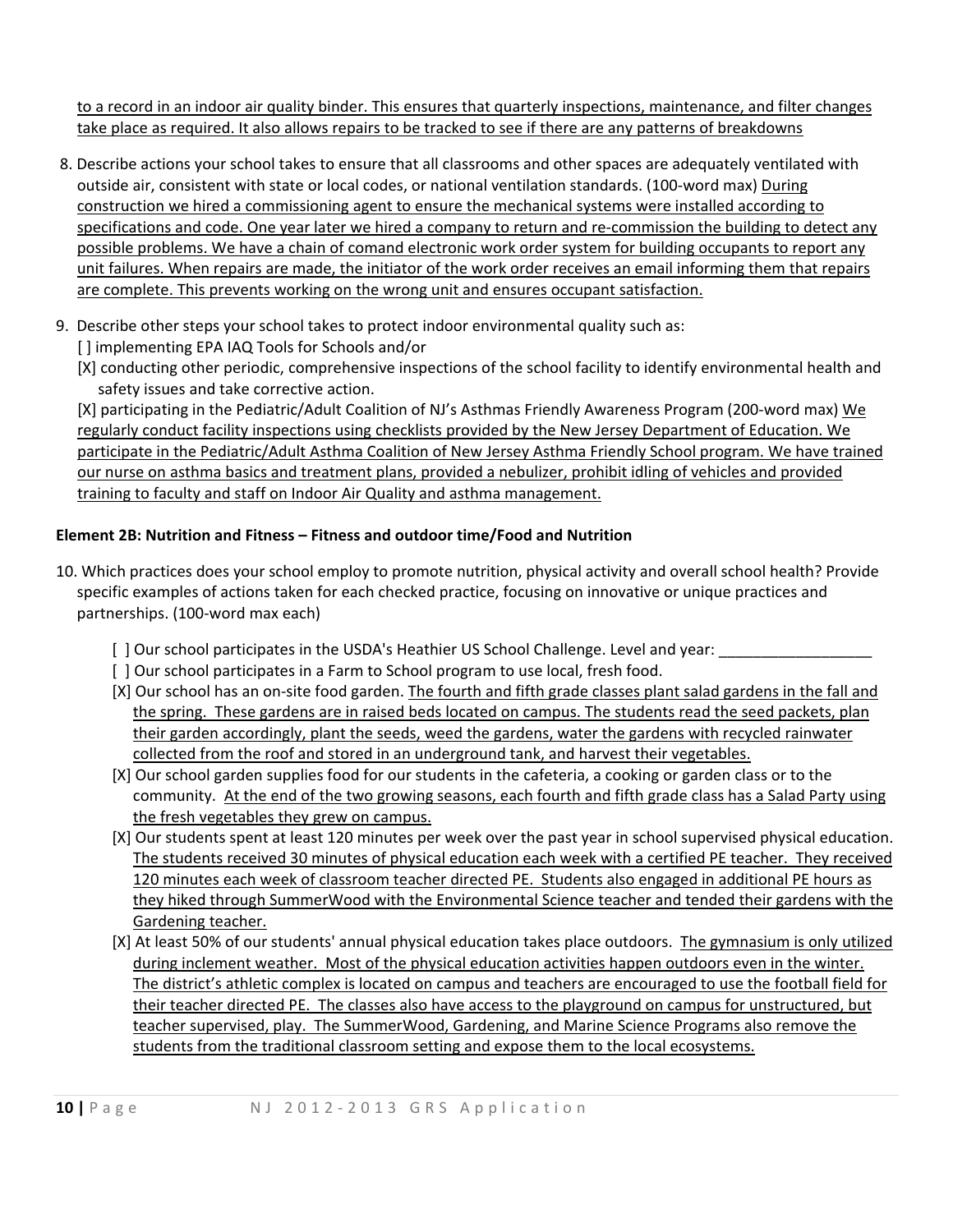to a record in an indoor air quality binder. This ensures that quarterly inspections, maintenance, and filter changes take place as required. It also allows repairs to be tracked to see if there are any patterns of breakdowns

8. Describe actions your school takes to ensure that all classrooms and other spaces are adequately ventilated with outside air, consistent with state or local codes, or national ventilation standards. (100-word max) During construction we hired a commissioning agent to ensure the mechanical systems were installed according to specifications and code. One year later we hired a company to return and re-commission the building to detect any possible problems. We have a chain of comand electronic work order system for building occupants to report any unit failures. When repairs are made, the initiator of the work order receives an email informing them that repairs are complete. This prevents working on the wrong unit and ensures occupant satisfaction.

9. Describe other steps your school takes to protect indoor environmental quality such as:
   [ ] implementing EPA IAQ Tools for Schools and/or
   [X] conducting other periodic, comprehensive inspections of the school facility to identify environmental health and safety issues and take corrective action.
   [X] participating in the Pediatric/Adult Coalition of NJ's Asthmas Friendly Awareness Program (200-word max) We regularly conduct facility inspections using checklists provided by the New Jersey Department of Education. We participate in the Pediatric/Adult Asthma Coalition of New Jersey Asthma Friendly School program. We have trained our nurse on asthma basics and treatment plans, provided a nebulizer, prohibit idling of vehicles and provided training to faculty and staff on Indoor Air Quality and asthma management.

**Element 2B: Nutrition and Fitness – Fitness and outdoor time/Food and Nutrition**

10. Which practices does your school employ to promote nutrition, physical activity and overall school health? Provide specific examples of actions taken for each checked practice, focusing on innovative or unique practices and partnerships. (100-word max each)

    [ ] Our school participates in the USDA's Heathier US School Challenge. Level and year: ___________________
    [ ] Our school participates in a Farm to School program to use local, fresh food.
    [X] Our school has an on-site food garden. The fourth and fifth grade classes plant salad gardens in the fall and the spring. These gardens are in raised beds located on campus. The students read the seed packets, plan their garden accordingly, plant the seeds, weed the gardens, water the gardens with recycled rainwater collected from the roof and stored in an underground tank, and harvest their vegetables.
    [X] Our school garden supplies food for our students in the cafeteria, a cooking or garden class or to the community. At the end of the two growing seasons, each fourth and fifth grade class has a Salad Party using the fresh vegetables they grew on campus.
    [X] Our students spent at least 120 minutes per week over the past year in school supervised physical education. The students received 30 minutes of physical education each week with a certified PE teacher. They received 120 minutes each week of classroom teacher directed PE. Students also engaged in additional PE hours as they hiked through SummerWood with the Environmental Science teacher and tended their gardens with the Gardening teacher.
    [X] At least 50% of our students' annual physical education takes place outdoors. The gymnasium is only utilized during inclement weather. Most of the physical education activities happen outdoors even in the winter. The district's athletic complex is located on campus and teachers are encouraged to use the football field for their teacher directed PE. The classes also have access to the playground on campus for unstructured, but teacher supervised, play. The SummerWood, Gardening, and Marine Science Programs also remove the students from the traditional classroom setting and expose them to the local ecosystems.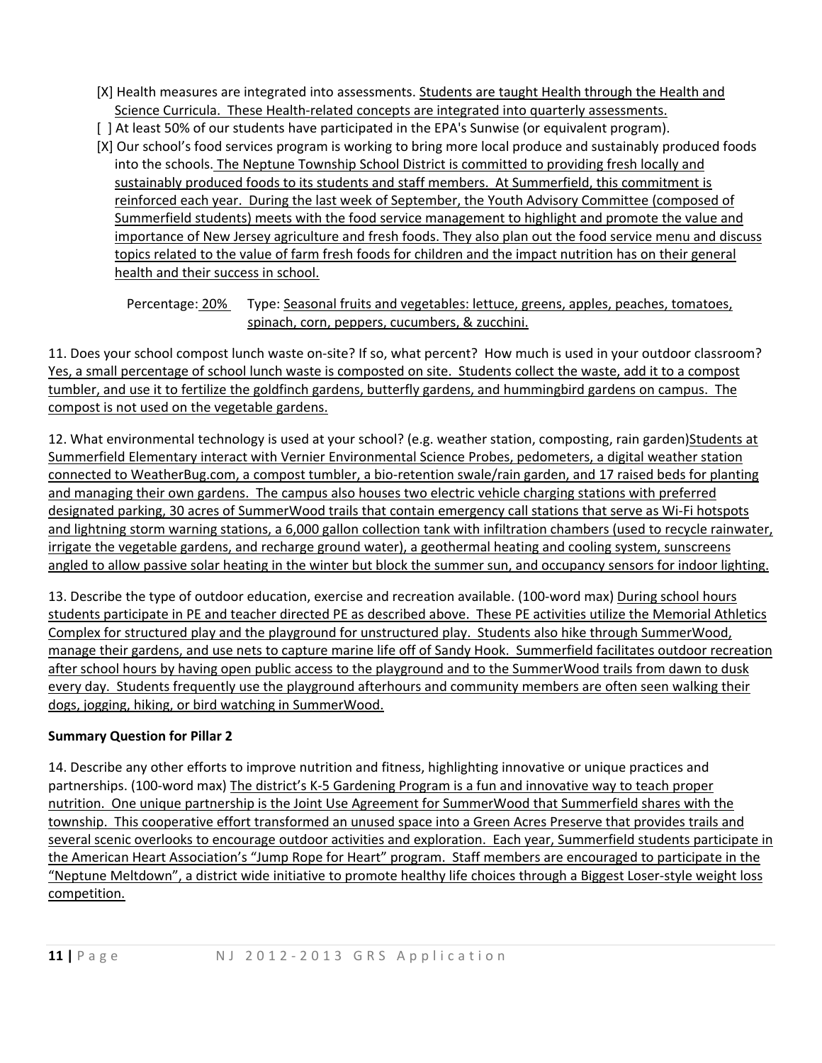- [X] Health measures are integrated into assessments. Students are taught Health through the Health and Science Curricula. These Health-related concepts are integrated into quarterly assessments.
- [ ] At least 50% of our students have participated in the EPA's Sunwise (or equivalent program).
- [X] Our school's food services program is working to bring more local produce and sustainably produced foods into the schools. The Neptune Township School District is committed to providing fresh locally and sustainably produced foods to its students and staff members. At Summerfield, this commitment is reinforced each year. During the last week of September, the Youth Advisory Committee (composed of Summerfield students) meets with the food service management to highlight and promote the value and importance of New Jersey agriculture and fresh foods. They also plan out the food service menu and discuss topics related to the value of farm fresh foods for children and the impact nutrition has on their general health and their success in school.

  Percentage: 20% Type: Seasonal fruits and vegetables: lettuce, greens, apples, peaches, tomatoes, spinach, corn, peppers, cucumbers, & zucchini.

11. Does your school compost lunch waste on-site? If so, what percent? How much is used in your outdoor classroom? Yes, a small percentage of school lunch waste is composted on site. Students collect the waste, add it to a compost tumbler, and use it to fertilize the goldfinch gardens, butterfly gardens, and hummingbird gardens on campus. The compost is not used on the vegetable gardens.

12. What environmental technology is used at your school? (e.g. weather station, composting, rain garden) Students at Summerfield Elementary interact with Vernier Environmental Science Probes, pedometers, a digital weather station connected to WeatherBug.com, a compost tumbler, a bio-retention swale/rain garden, and 17 raised beds for planting and managing their own gardens. The campus also houses two electric vehicle charging stations with preferred designated parking, 30 acres of SummerWood trails that contain emergency call stations that serve as Wi-Fi hotspots and lightning storm warning stations, a 6,000 gallon collection tank with infiltration chambers (used to recycle rainwater, irrigate the vegetable gardens, and recharge ground water), a geothermal heating and cooling system, sunscreens angled to allow passive solar heating in the winter but block the summer sun, and occupancy sensors for indoor lighting.

13. Describe the type of outdoor education, exercise and recreation available. (100-word max) During school hours students participate in PE and teacher directed PE as described above. These PE activities utilize the Memorial Athletics Complex for structured play and the playground for unstructured play. Students also hike through SummerWood, manage their gardens, and use nets to capture marine life off of Sandy Hook. Summerfield facilitates outdoor recreation after school hours by having open public access to the playground and to the SummerWood trails from dawn to dusk every day. Students frequently use the playground afterhours and community members are often seen walking their dogs, jogging, hiking, or bird watching in SummerWood.

**Summary Question for Pillar 2**

14. Describe any other efforts to improve nutrition and fitness, highlighting innovative or unique practices and partnerships. (100-word max) The district's K-5 Gardening Program is a fun and innovative way to teach proper nutrition. One unique partnership is the Joint Use Agreement for SummerWood that Summerfield shares with the township. This cooperative effort transformed an unused space into a Green Acres Preserve that provides trails and several scenic overlooks to encourage outdoor activities and exploration. Each year, Summerfield students participate in the American Heart Association's "Jump Rope for Heart" program. Staff members are encouraged to participate in the "Neptune Meltdown", a district wide initiative to promote healthy life choices through a Biggest Loser-style weight loss competition.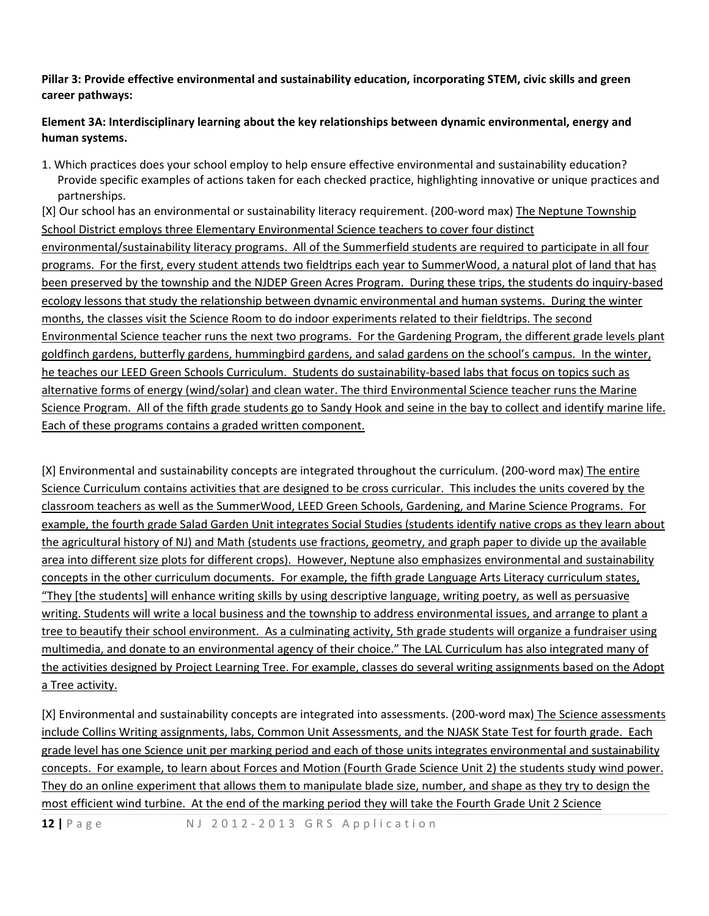**Pillar 3: Provide effective environmental and sustainability education, incorporating STEM, civic skills and green career pathways:**

**Element 3A: Interdisciplinary learning about the key relationships between dynamic environmental, energy and human systems.**

1. Which practices does your school employ to help ensure effective environmental and sustainability education? Provide specific examples of actions taken for each checked practice, highlighting innovative or unique practices and partnerships.

[X] Our school has an environmental or sustainability literacy requirement. (200-word max) The Neptune Township School District employs three Elementary Environmental Science teachers to cover four distinct environmental/sustainability literacy programs. All of the Summerfield students are required to participate in all four programs. For the first, every student attends two fieldtrips each year to SummerWood, a natural plot of land that has been preserved by the township and the NJDEP Green Acres Program. During these trips, the students do inquiry-based ecology lessons that study the relationship between dynamic environmental and human systems. During the winter months, the classes visit the Science Room to do indoor experiments related to their fieldtrips. The second Environmental Science teacher runs the next two programs. For the Gardening Program, the different grade levels plant goldfinch gardens, butterfly gardens, hummingbird gardens, and salad gardens on the school's campus. In the winter, he teaches our LEED Green Schools Curriculum. Students do sustainability-based labs that focus on topics such as alternative forms of energy (wind/solar) and clean water. The third Environmental Science teacher runs the Marine Science Program. All of the fifth grade students go to Sandy Hook and seine in the bay to collect and identify marine life. Each of these programs contains a graded written component.

[X] Environmental and sustainability concepts are integrated throughout the curriculum. (200-word max) The entire Science Curriculum contains activities that are designed to be cross curricular. This includes the units covered by the classroom teachers as well as the SummerWood, LEED Green Schools, Gardening, and Marine Science Programs. For example, the fourth grade Salad Garden Unit integrates Social Studies (students identify native crops as they learn about the agricultural history of NJ) and Math (students use fractions, geometry, and graph paper to divide up the available area into different size plots for different crops). However, Neptune also emphasizes environmental and sustainability concepts in the other curriculum documents. For example, the fifth grade Language Arts Literacy curriculum states, "They [the students] will enhance writing skills by using descriptive language, writing poetry, as well as persuasive writing. Students will write a local business and the township to address environmental issues, and arrange to plant a tree to beautify their school environment. As a culminating activity, 5th grade students will organize a fundraiser using multimedia, and donate to an environmental agency of their choice." The LAL Curriculum has also integrated many of the activities designed by Project Learning Tree. For example, classes do several writing assignments based on the Adopt a Tree activity.

[X] Environmental and sustainability concepts are integrated into assessments. (200-word max) The Science assessments include Collins Writing assignments, labs, Common Unit Assessments, and the NJASK State Test for fourth grade. Each grade level has one Science unit per marking period and each of those units integrates environmental and sustainability concepts. For example, to learn about Forces and Motion (Fourth Grade Science Unit 2) the students study wind power. They do an online experiment that allows them to manipulate blade size, number, and shape as they try to design the most efficient wind turbine. At the end of the marking period they will take the Fourth Grade Unit 2 Science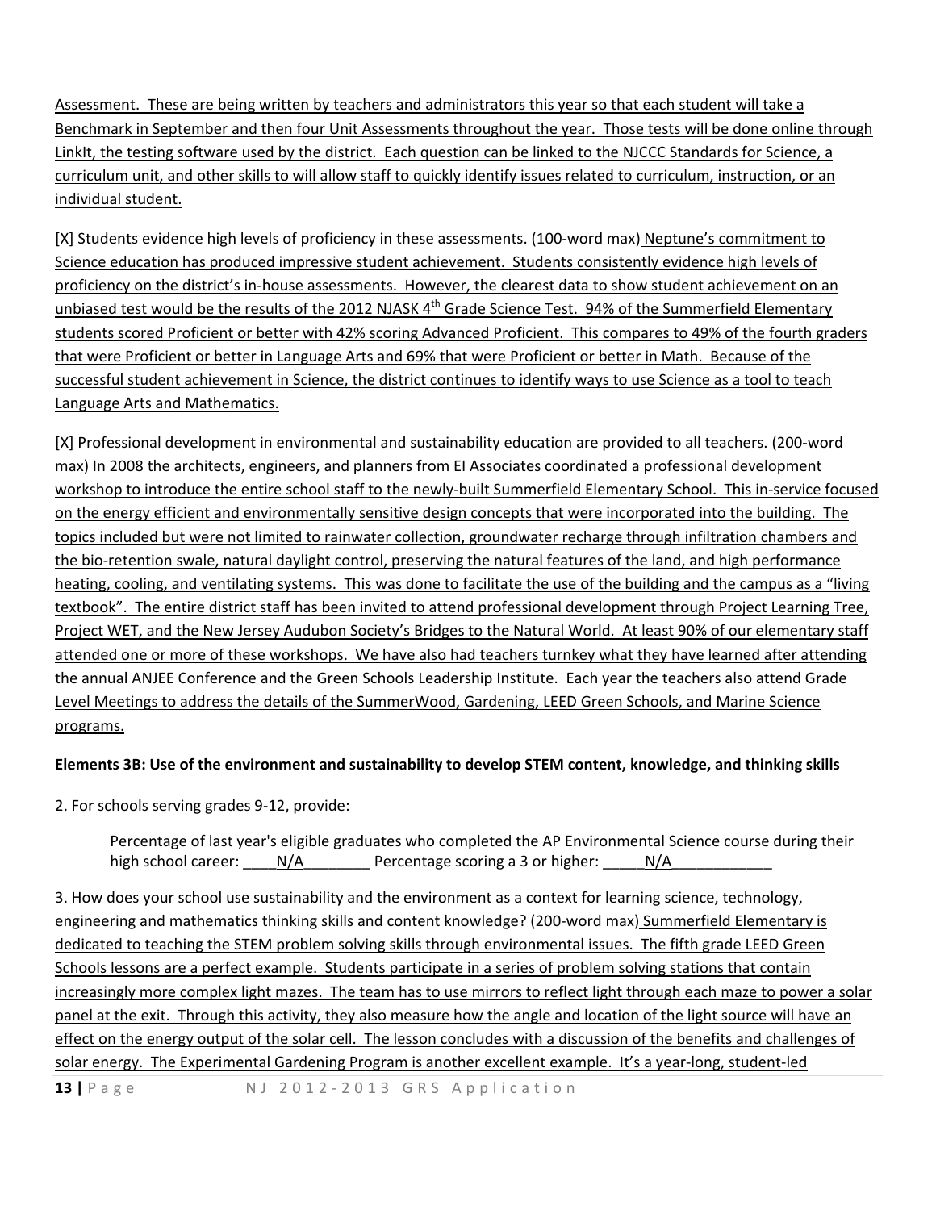Assessment. These are being written by teachers and administrators this year so that each student will take a Benchmark in September and then four Unit Assessments throughout the year. Those tests will be done online through LinkIt, the testing software used by the district. Each question can be linked to the NJCCC Standards for Science, a curriculum unit, and other skills to will allow staff to quickly identify issues related to curriculum, instruction, or an individual student.

[X] Students evidence high levels of proficiency in these assessments. (100-word max) Neptune's commitment to Science education has produced impressive student achievement. Students consistently evidence high levels of proficiency on the district's in-house assessments. However, the clearest data to show student achievement on an unbiased test would be the results of the 2012 NJASK 4th Grade Science Test. 94% of the Summerfield Elementary students scored Proficient or better with 42% scoring Advanced Proficient. This compares to 49% of the fourth graders that were Proficient or better in Language Arts and 69% that were Proficient or better in Math. Because of the successful student achievement in Science, the district continues to identify ways to use Science as a tool to teach Language Arts and Mathematics.

[X] Professional development in environmental and sustainability education are provided to all teachers. (200-word max) In 2008 the architects, engineers, and planners from EI Associates coordinated a professional development workshop to introduce the entire school staff to the newly-built Summerfield Elementary School. This in-service focused on the energy efficient and environmentally sensitive design concepts that were incorporated into the building. The topics included but were not limited to rainwater collection, groundwater recharge through infiltration chambers and the bio-retention swale, natural daylight control, preserving the natural features of the land, and high performance heating, cooling, and ventilating systems. This was done to facilitate the use of the building and the campus as a "living textbook". The entire district staff has been invited to attend professional development through Project Learning Tree, Project WET, and the New Jersey Audubon Society's Bridges to the Natural World. At least 90% of our elementary staff attended one or more of these workshops. We have also had teachers turnkey what they have learned after attending the annual ANJEE Conference and the Green Schools Leadership Institute. Each year the teachers also attend Grade Level Meetings to address the details of the SummerWood, Gardening, LEED Green Schools, and Marine Science programs.

**Elements 3B: Use of the environment and sustainability to develop STEM content, knowledge, and thinking skills**

2. For schools serving grades 9-12, provide:

Percentage of last year's eligible graduates who completed the AP Environmental Science course during their high school career: ____N/A________ Percentage scoring a 3 or higher: _____N/A____________

3. How does your school use sustainability and the environment as a context for learning science, technology, engineering and mathematics thinking skills and content knowledge? (200-word max) Summerfield Elementary is dedicated to teaching the STEM problem solving skills through environmental issues. The fifth grade LEED Green Schools lessons are a perfect example. Students participate in a series of problem solving stations that contain increasingly more complex light mazes. The team has to use mirrors to reflect light through each maze to power a solar panel at the exit. Through this activity, they also measure how the angle and location of the light source will have an effect on the energy output of the solar cell. The lesson concludes with a discussion of the benefits and challenges of solar energy. The Experimental Gardening Program is another excellent example. It's a year-long, student-led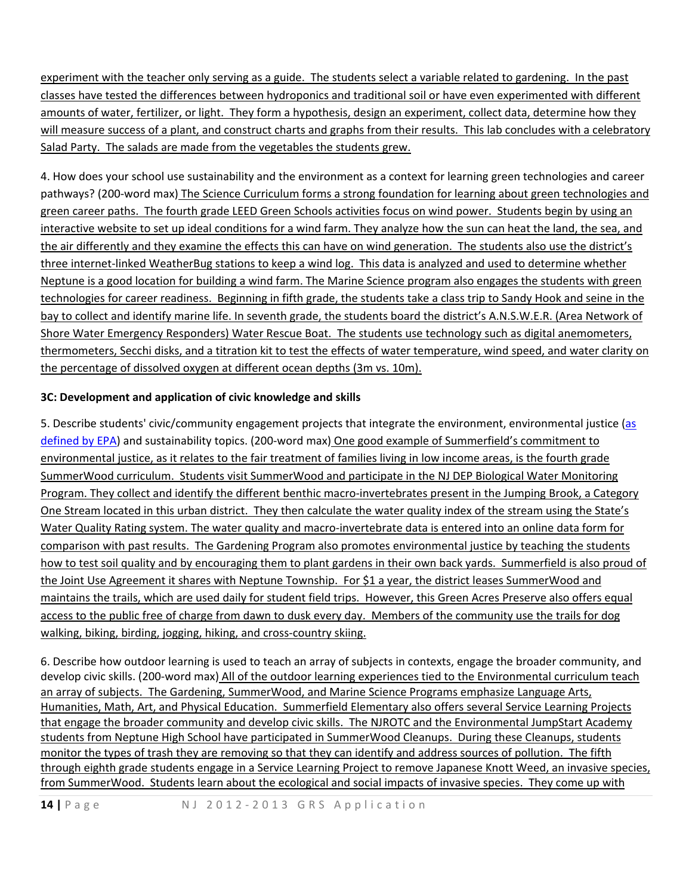experiment with the teacher only serving as a guide. The students select a variable related to gardening. In the past classes have tested the differences between hydroponics and traditional soil or have even experimented with different amounts of water, fertilizer, or light. They form a hypothesis, design an experiment, collect data, determine how they will measure success of a plant, and construct charts and graphs from their results. This lab concludes with a celebratory Salad Party. The salads are made from the vegetables the students grew.

4. How does your school use sustainability and the environment as a context for learning green technologies and career pathways? (200-word max) The Science Curriculum forms a strong foundation for learning about green technologies and green career paths. The fourth grade LEED Green Schools activities focus on wind power. Students begin by using an interactive website to set up ideal conditions for a wind farm. They analyze how the sun can heat the land, the sea, and the air differently and they examine the effects this can have on wind generation. The students also use the district's three internet-linked WeatherBug stations to keep a wind log. This data is analyzed and used to determine whether Neptune is a good location for building a wind farm. The Marine Science program also engages the students with green technologies for career readiness. Beginning in fifth grade, the students take a class trip to Sandy Hook and seine in the bay to collect and identify marine life. In seventh grade, the students board the district's A.N.S.W.E.R. (Area Network of Shore Water Emergency Responders) Water Rescue Boat. The students use technology such as digital anemometers, thermometers, Secchi disks, and a titration kit to test the effects of water temperature, wind speed, and water clarity on the percentage of dissolved oxygen at different ocean depths (3m vs. 10m).

**3C: Development and application of civic knowledge and skills**

5. Describe students' civic/community engagement projects that integrate the environment, environmental justice (as defined by EPA) and sustainability topics. (200-word max) One good example of Summerfield's commitment to environmental justice, as it relates to the fair treatment of families living in low income areas, is the fourth grade SummerWood curriculum. Students visit SummerWood and participate in the NJ DEP Biological Water Monitoring Program. They collect and identify the different benthic macro-invertebrates present in the Jumping Brook, a Category One Stream located in this urban district. They then calculate the water quality index of the stream using the State's Water Quality Rating system. The water quality and macro-invertebrate data is entered into an online data form for comparison with past results. The Gardening Program also promotes environmental justice by teaching the students how to test soil quality and by encouraging them to plant gardens in their own back yards. Summerfield is also proud of the Joint Use Agreement it shares with Neptune Township. For $1 a year, the district leases SummerWood and maintains the trails, which are used daily for student field trips. However, this Green Acres Preserve also offers equal access to the public free of charge from dawn to dusk every day. Members of the community use the trails for dog walking, biking, birding, jogging, hiking, and cross-country skiing.

6. Describe how outdoor learning is used to teach an array of subjects in contexts, engage the broader community, and develop civic skills. (200-word max) All of the outdoor learning experiences tied to the Environmental curriculum teach an array of subjects. The Gardening, SummerWood, and Marine Science Programs emphasize Language Arts, Humanities, Math, Art, and Physical Education. Summerfield Elementary also offers several Service Learning Projects that engage the broader community and develop civic skills. The NJROTC and the Environmental JumpStart Academy students from Neptune High School have participated in SummerWood Cleanups. During these Cleanups, students monitor the types of trash they are removing so that they can identify and address sources of pollution. The fifth through eighth grade students engage in a Service Learning Project to remove Japanese Knott Weed, an invasive species, from SummerWood. Students learn about the ecological and social impacts of invasive species. They come up with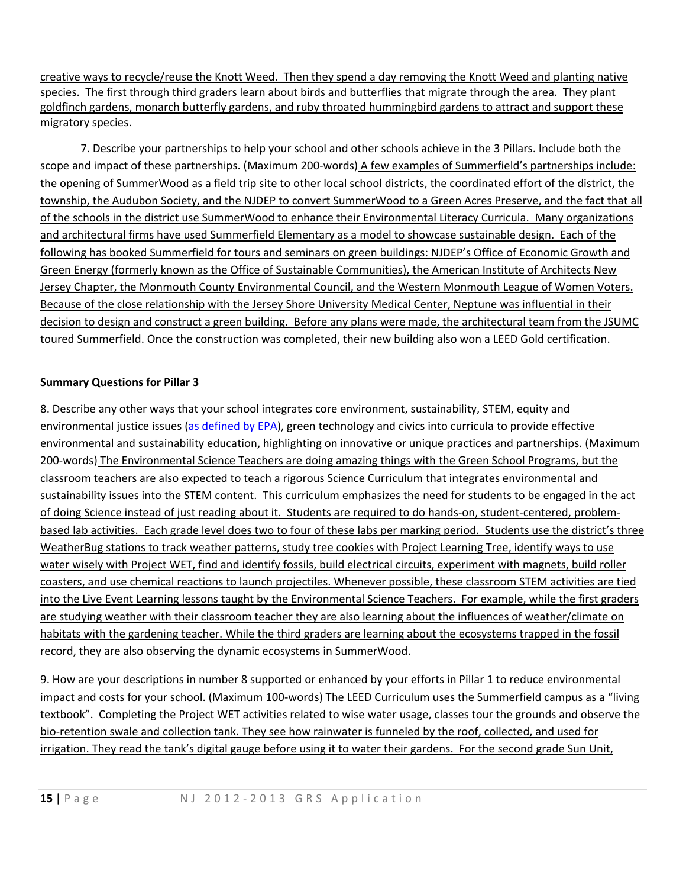creative ways to recycle/reuse the Knott Weed. Then they spend a day removing the Knott Weed and planting native species. The first through third graders learn about birds and butterflies that migrate through the area. They plant goldfinch gardens, monarch butterfly gardens, and ruby throated hummingbird gardens to attract and support these migratory species.

7. Describe your partnerships to help your school and other schools achieve in the 3 Pillars. Include both the scope and impact of these partnerships. (Maximum 200-words) A few examples of Summerfield's partnerships include: the opening of SummerWood as a field trip site to other local school districts, the coordinated effort of the district, the township, the Audubon Society, and the NJDEP to convert SummerWood to a Green Acres Preserve, and the fact that all of the schools in the district use SummerWood to enhance their Environmental Literacy Curricula. Many organizations and architectural firms have used Summerfield Elementary as a model to showcase sustainable design. Each of the following has booked Summerfield for tours and seminars on green buildings: NJDEP's Office of Economic Growth and Green Energy (formerly known as the Office of Sustainable Communities), the American Institute of Architects New Jersey Chapter, the Monmouth County Environmental Council, and the Western Monmouth League of Women Voters. Because of the close relationship with the Jersey Shore University Medical Center, Neptune was influential in their decision to design and construct a green building. Before any plans were made, the architectural team from the JSUMC toured Summerfield. Once the construction was completed, their new building also won a LEED Gold certification.

**Summary Questions for Pillar 3**

8. Describe any other ways that your school integrates core environment, sustainability, STEM, equity and environmental justice issues (as defined by EPA), green technology and civics into curricula to provide effective environmental and sustainability education, highlighting on innovative or unique practices and partnerships. (Maximum 200-words) The Environmental Science Teachers are doing amazing things with the Green School Programs, but the classroom teachers are also expected to teach a rigorous Science Curriculum that integrates environmental and sustainability issues into the STEM content. This curriculum emphasizes the need for students to be engaged in the act of doing Science instead of just reading about it. Students are required to do hands-on, student-centered, problem-based lab activities. Each grade level does two to four of these labs per marking period. Students use the district's three WeatherBug stations to track weather patterns, study tree cookies with Project Learning Tree, identify ways to use water wisely with Project WET, find and identify fossils, build electrical circuits, experiment with magnets, build roller coasters, and use chemical reactions to launch projectiles. Whenever possible, these classroom STEM activities are tied into the Live Event Learning lessons taught by the Environmental Science Teachers. For example, while the first graders are studying weather with their classroom teacher they are also learning about the influences of weather/climate on habitats with the gardening teacher. While the third graders are learning about the ecosystems trapped in the fossil record, they are also observing the dynamic ecosystems in SummerWood.

9. How are your descriptions in number 8 supported or enhanced by your efforts in Pillar 1 to reduce environmental impact and costs for your school. (Maximum 100-words) The LEED Curriculum uses the Summerfield campus as a "living textbook". Completing the Project WET activities related to wise water usage, classes tour the grounds and observe the bio-retention swale and collection tank. They see how rainwater is funneled by the roof, collected, and used for irrigation. They read the tank's digital gauge before using it to water their gardens. For the second grade Sun Unit,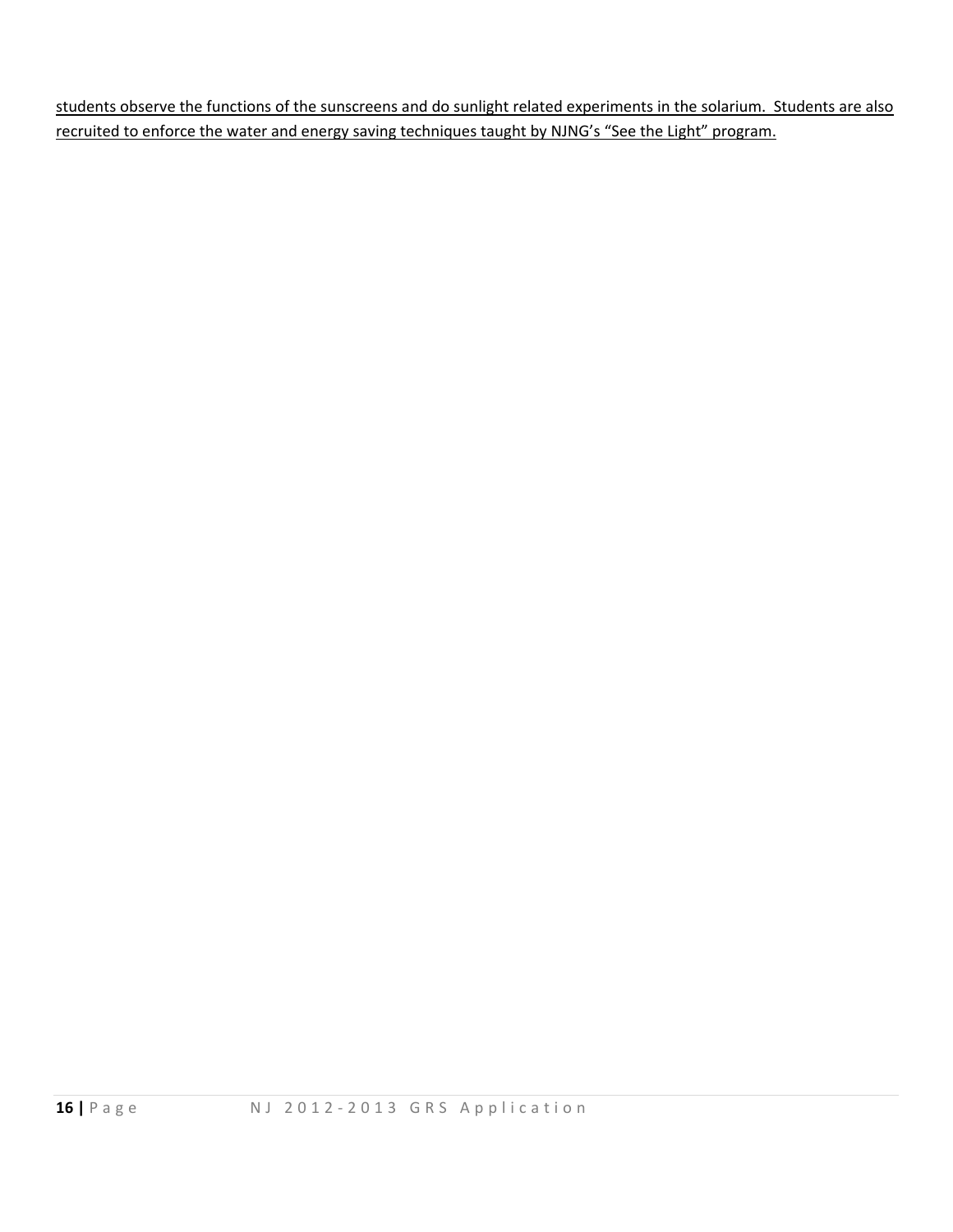students observe the functions of the sunscreens and do sunlight related experiments in the solarium. Students are also recruited to enforce the water and energy saving techniques taught by NJNG's "See the Light" program.